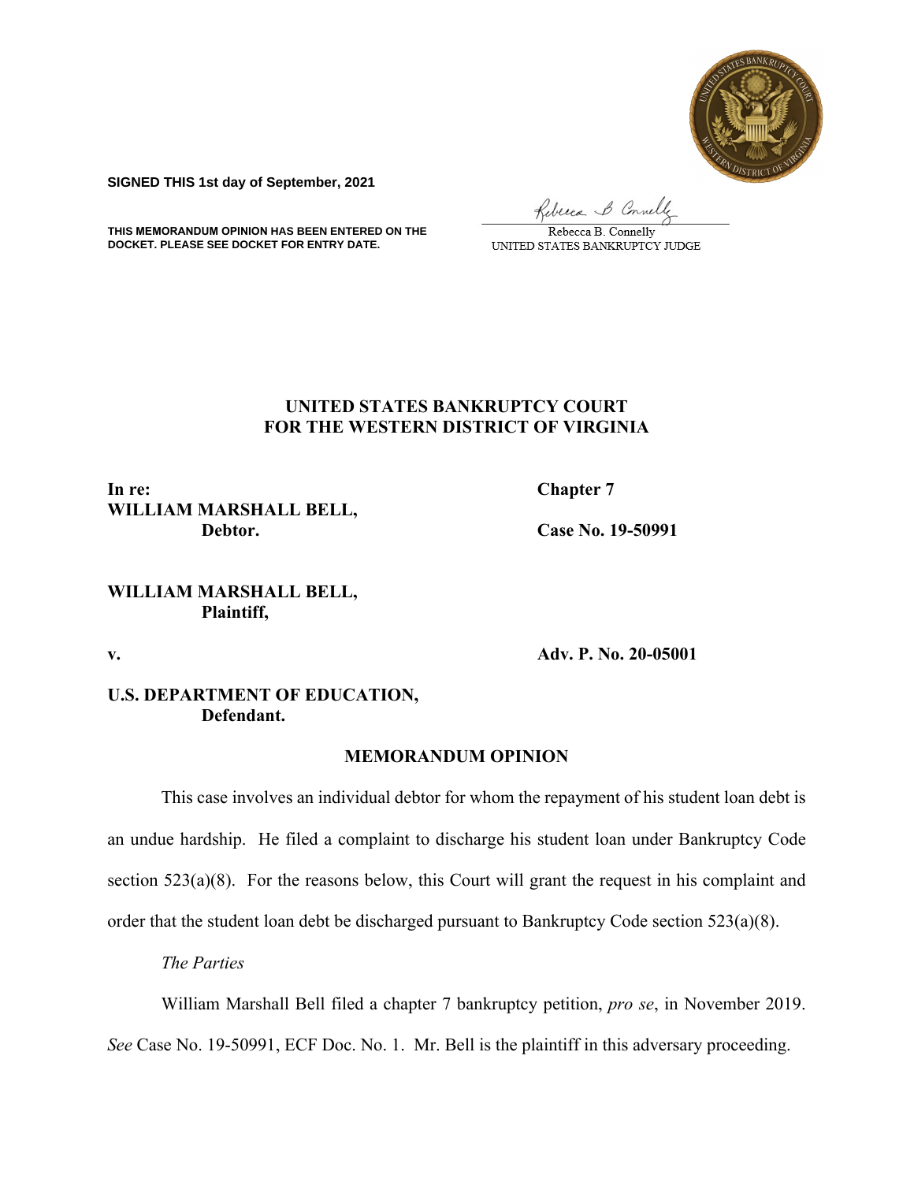**SIGNED THIS 1st day of September, 2021**

**THIS MEMORANDUM OPINION HAS BEEN ENTERED ON THE DOCKET. PLEASE SEE DOCKET FOR ENTRY DATE.**

Rebecca B. Connelly
UNITED STATES BANKRUPTCY JUDGE

**UNITED STATES BANKRUPTCY COURT**
**FOR THE WESTERN DISTRICT OF VIRGINIA**

**In re:**
**WILLIAM MARSHALL BELL,**
**Debtor.**

**Chapter 7**

**Case No. 19-50991**

**WILLIAM MARSHALL BELL,**
**Plaintiff,**

**v.**

**Adv. P. No. 20-05001**

**U.S. DEPARTMENT OF EDUCATION,**
**Defendant.**

## MEMORANDUM OPINION

This case involves an individual debtor for whom the repayment of his student loan debt is an undue hardship. He filed a complaint to discharge his student loan under Bankruptcy Code section 523(a)(8). For the reasons below, this Court will grant the request in his complaint and order that the student loan debt be discharged pursuant to Bankruptcy Code section 523(a)(8).

*The Parties*

William Marshall Bell filed a chapter 7 bankruptcy petition, *pro se*, in November 2019. *See* Case No. 19-50991, ECF Doc. No. 1. Mr. Bell is the plaintiff in this adversary proceeding.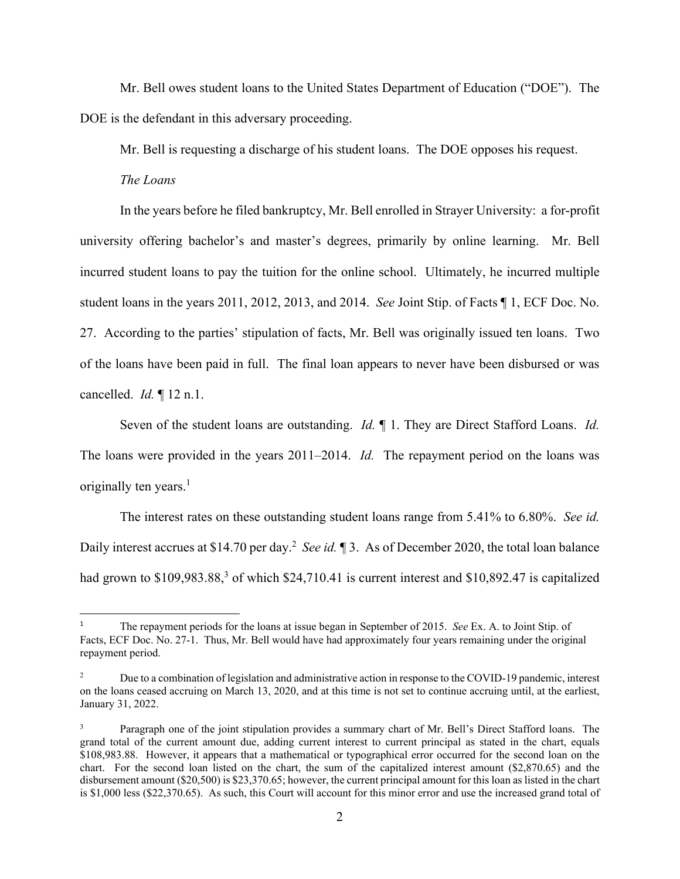Mr. Bell owes student loans to the United States Department of Education ("DOE"). The DOE is the defendant in this adversary proceeding.

Mr. Bell is requesting a discharge of his student loans. The DOE opposes his request.

*The Loans*

In the years before he filed bankruptcy, Mr. Bell enrolled in Strayer University: a for-profit university offering bachelor's and master's degrees, primarily by online learning. Mr. Bell incurred student loans to pay the tuition for the online school. Ultimately, he incurred multiple student loans in the years 2011, 2012, 2013, and 2014. *See* Joint Stip. of Facts ¶ 1, ECF Doc. No. 27. According to the parties' stipulation of facts, Mr. Bell was originally issued ten loans. Two of the loans have been paid in full. The final loan appears to never have been disbursed or was cancelled. *Id.* ¶ 12 n.1.

Seven of the student loans are outstanding. *Id.* ¶ 1. They are Direct Stafford Loans. *Id.* The loans were provided in the years 2011–2014. *Id.* The repayment period on the loans was originally ten years.[1]

The interest rates on these outstanding student loans range from 5.41% to 6.80%. *See id.* Daily interest accrues at $14.70 per day.[2] *See id.* ¶ 3. As of December 2020, the total loan balance had grown to $109,983.88,[3] of which $24,710.41 is current interest and $10,892.47 is capitalized

---

[1] The repayment periods for the loans at issue began in September of 2015. *See* Ex. A. to Joint Stip. of Facts, ECF Doc. No. 27-1. Thus, Mr. Bell would have had approximately four years remaining under the original repayment period.

[2] Due to a combination of legislation and administrative action in response to the COVID-19 pandemic, interest on the loans ceased accruing on March 13, 2020, and at this time is not set to continue accruing until, at the earliest, January 31, 2022.

[3] Paragraph one of the joint stipulation provides a summary chart of Mr. Bell's Direct Stafford loans. The grand total of the current amount due, adding current interest to current principal as stated in the chart, equals $108,983.88. However, it appears that a mathematical or typographical error occurred for the second loan on the chart. For the second loan listed on the chart, the sum of the capitalized interest amount ($2,870.65) and the disbursement amount ($20,500) is $23,370.65; however, the current principal amount for this loan as listed in the chart is $1,000 less ($22,370.65). As such, this Court will account for this minor error and use the increased grand total of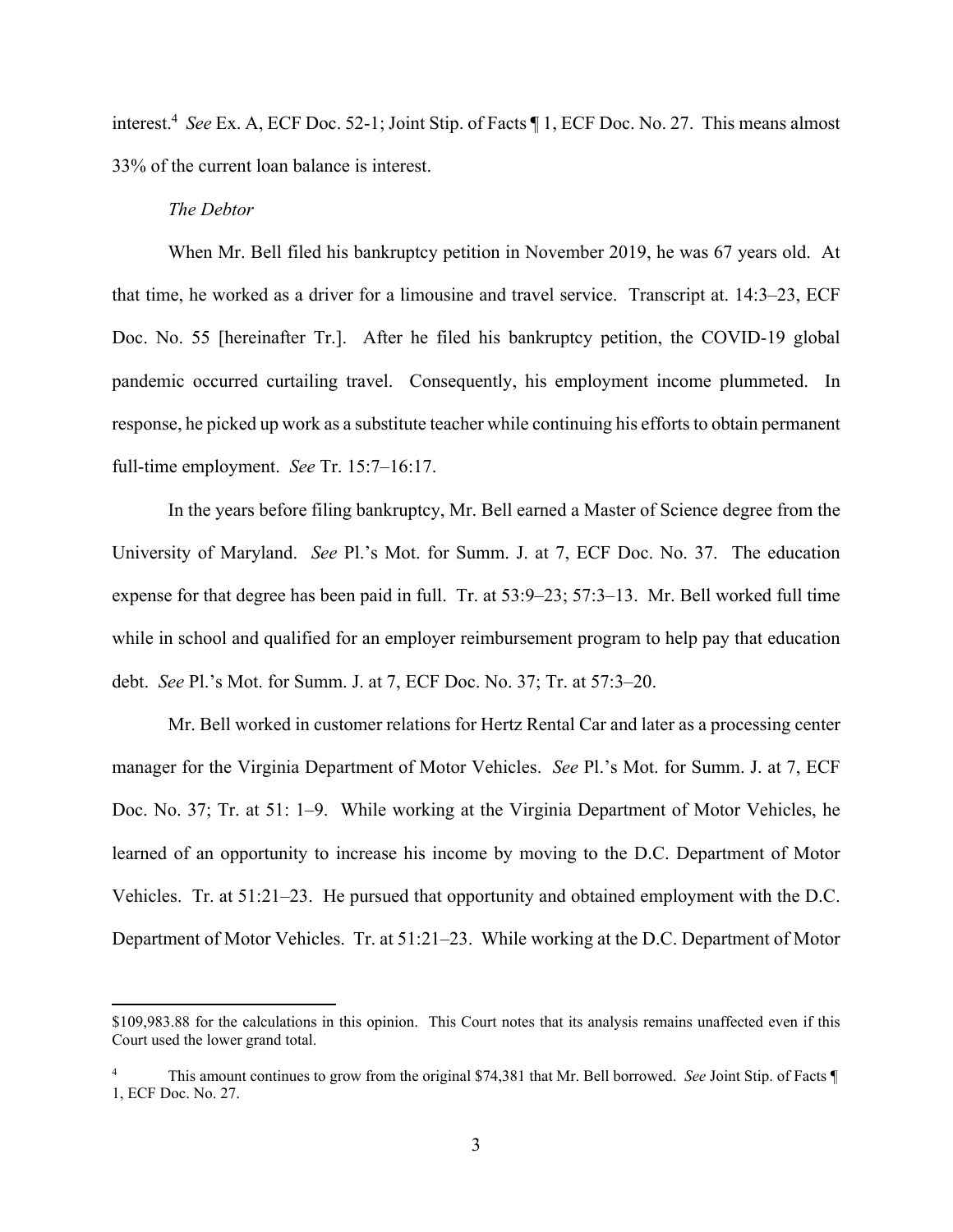interest.[4] *See* Ex. A, ECF Doc. 52-1; Joint Stip. of Facts ¶ 1, ECF Doc. No. 27. This means almost 33% of the current loan balance is interest.

*The Debtor*

When Mr. Bell filed his bankruptcy petition in November 2019, he was 67 years old. At that time, he worked as a driver for a limousine and travel service. Transcript at. 14:3–23, ECF Doc. No. 55 [hereinafter Tr.]. After he filed his bankruptcy petition, the COVID-19 global pandemic occurred curtailing travel. Consequently, his employment income plummeted. In response, he picked up work as a substitute teacher while continuing his efforts to obtain permanent full-time employment. *See* Tr. 15:7–16:17.

In the years before filing bankruptcy, Mr. Bell earned a Master of Science degree from the University of Maryland. *See* Pl.'s Mot. for Summ. J. at 7, ECF Doc. No. 37. The education expense for that degree has been paid in full. Tr. at 53:9–23; 57:3–13. Mr. Bell worked full time while in school and qualified for an employer reimbursement program to help pay that education debt. *See* Pl.'s Mot. for Summ. J. at 7, ECF Doc. No. 37; Tr. at 57:3–20.

Mr. Bell worked in customer relations for Hertz Rental Car and later as a processing center manager for the Virginia Department of Motor Vehicles. *See* Pl.'s Mot. for Summ. J. at 7, ECF Doc. No. 37; Tr. at 51: 1–9. While working at the Virginia Department of Motor Vehicles, he learned of an opportunity to increase his income by moving to the D.C. Department of Motor Vehicles. Tr. at 51:21–23. He pursued that opportunity and obtained employment with the D.C. Department of Motor Vehicles. Tr. at 51:21–23. While working at the D.C. Department of Motor

---

$109,983.88 for the calculations in this opinion. This Court notes that its analysis remains unaffected even if this Court used the lower grand total.

[4] This amount continues to grow from the original $74,381 that Mr. Bell borrowed. *See* Joint Stip. of Facts ¶ 1, ECF Doc. No. 27.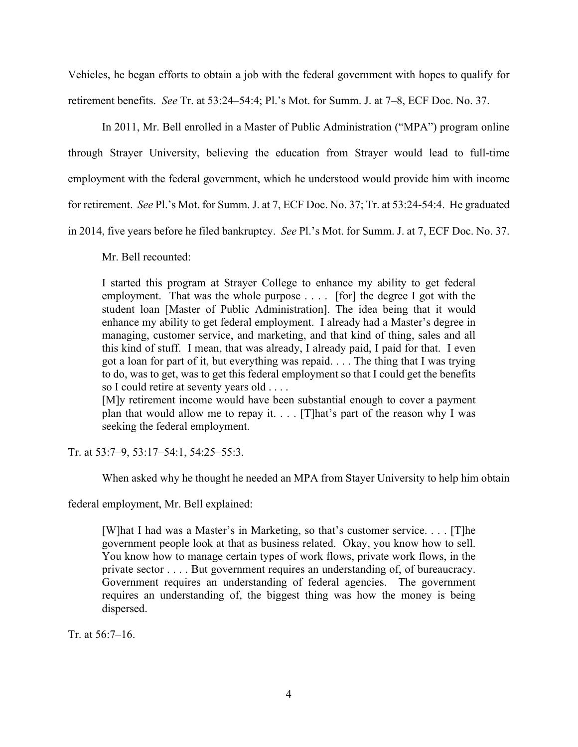Vehicles, he began efforts to obtain a job with the federal government with hopes to qualify for retirement benefits. *See* Tr. at 53:24–54:4; Pl.'s Mot. for Summ. J. at 7–8, ECF Doc. No. 37.

In 2011, Mr. Bell enrolled in a Master of Public Administration ("MPA") program online through Strayer University, believing the education from Strayer would lead to full-time employment with the federal government, which he understood would provide him with income for retirement. *See* Pl.'s Mot. for Summ. J. at 7, ECF Doc. No. 37; Tr. at 53:24-54:4. He graduated in 2014, five years before he filed bankruptcy. *See* Pl.'s Mot. for Summ. J. at 7, ECF Doc. No. 37.

Mr. Bell recounted:

> I started this program at Strayer College to enhance my ability to get federal employment. That was the whole purpose . . . . [for] the degree I got with the student loan [Master of Public Administration]. The idea being that it would enhance my ability to get federal employment. I already had a Master's degree in managing, customer service, and marketing, and that kind of thing, sales and all this kind of stuff. I mean, that was already, I already paid, I paid for that. I even got a loan for part of it, but everything was repaid. . . . The thing that I was trying to do, was to get, was to get this federal employment so that I could get the benefits so I could retire at seventy years old . . . .
> [M]y retirement income would have been substantial enough to cover a payment plan that would allow me to repay it. . . . [T]hat's part of the reason why I was seeking the federal employment.

Tr. at 53:7–9, 53:17–54:1, 54:25–55:3.

When asked why he thought he needed an MPA from Stayer University to help him obtain federal employment, Mr. Bell explained:

> [W]hat I had was a Master's in Marketing, so that's customer service. . . . [T]he government people look at that as business related. Okay, you know how to sell. You know how to manage certain types of work flows, private work flows, in the private sector . . . . But government requires an understanding of, of bureaucracy. Government requires an understanding of federal agencies. The government requires an understanding of, the biggest thing was how the money is being dispersed.

Tr. at 56:7–16.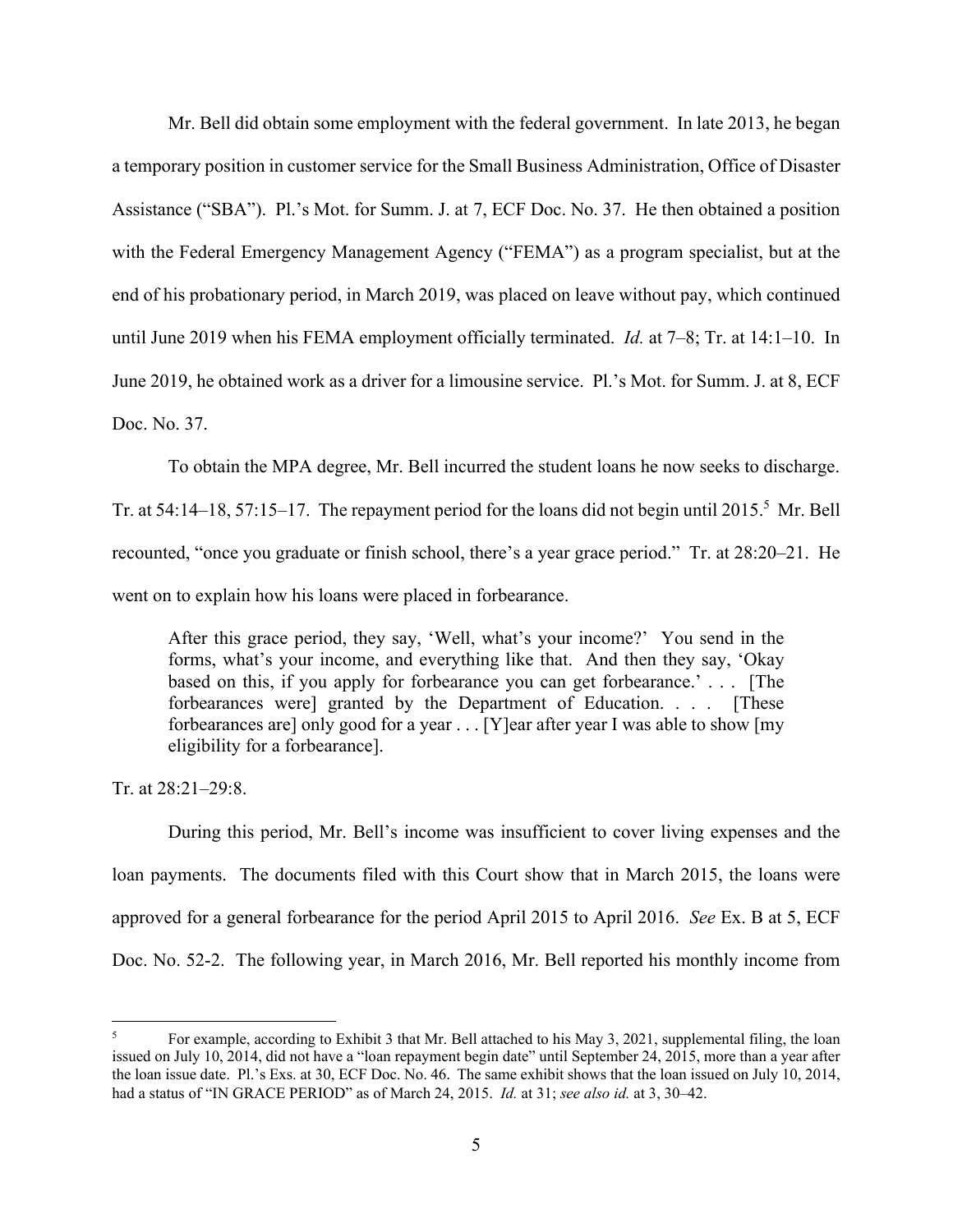Mr. Bell did obtain some employment with the federal government. In late 2013, he began a temporary position in customer service for the Small Business Administration, Office of Disaster Assistance ("SBA"). Pl.'s Mot. for Summ. J. at 7, ECF Doc. No. 37. He then obtained a position with the Federal Emergency Management Agency ("FEMA") as a program specialist, but at the end of his probationary period, in March 2019, was placed on leave without pay, which continued until June 2019 when his FEMA employment officially terminated. *Id.* at 7–8; Tr. at 14:1–10. In June 2019, he obtained work as a driver for a limousine service. Pl.'s Mot. for Summ. J. at 8, ECF Doc. No. 37.

To obtain the MPA degree, Mr. Bell incurred the student loans he now seeks to discharge. Tr. at 54:14–18, 57:15–17. The repayment period for the loans did not begin until 2015.[5] Mr. Bell recounted, "once you graduate or finish school, there's a year grace period." Tr. at 28:20–21. He went on to explain how his loans were placed in forbearance.

> After this grace period, they say, 'Well, what's your income?' You send in the forms, what's your income, and everything like that. And then they say, 'Okay based on this, if you apply for forbearance you can get forbearance.' . . . [The forbearances were] granted by the Department of Education. . . . [These forbearances are] only good for a year . . . [Y]ear after year I was able to show [my eligibility for a forbearance].

Tr. at 28:21–29:8.

During this period, Mr. Bell's income was insufficient to cover living expenses and the loan payments. The documents filed with this Court show that in March 2015, the loans were approved for a general forbearance for the period April 2015 to April 2016. *See* Ex. B at 5, ECF Doc. No. 52-2. The following year, in March 2016, Mr. Bell reported his monthly income from

---

[5] For example, according to Exhibit 3 that Mr. Bell attached to his May 3, 2021, supplemental filing, the loan issued on July 10, 2014, did not have a "loan repayment begin date" until September 24, 2015, more than a year after the loan issue date. Pl.'s Exs. at 30, ECF Doc. No. 46. The same exhibit shows that the loan issued on July 10, 2014, had a status of "IN GRACE PERIOD" as of March 24, 2015. *Id.* at 31; *see also id.* at 3, 30–42.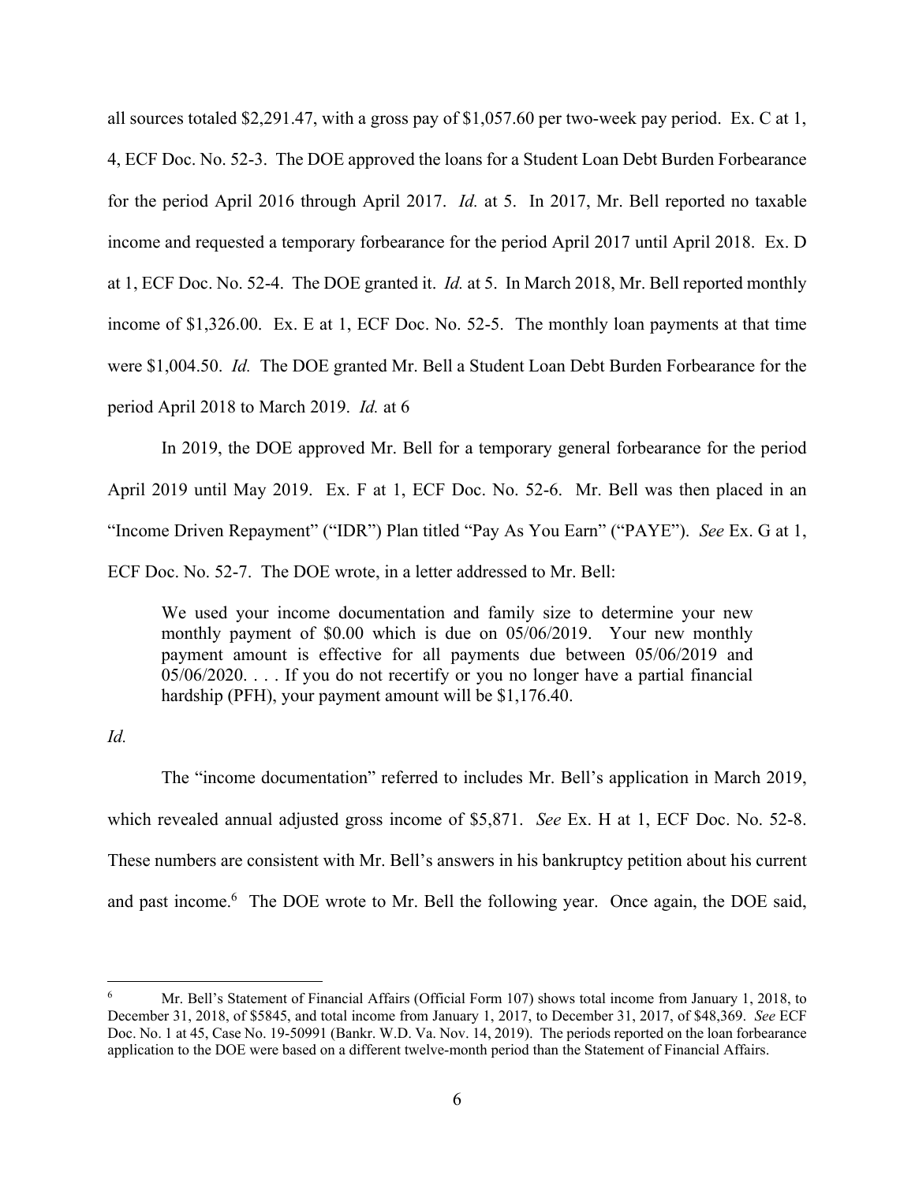all sources totaled $2,291.47, with a gross pay of $1,057.60 per two-week pay period. Ex. C at 1, 4, ECF Doc. No. 52-3. The DOE approved the loans for a Student Loan Debt Burden Forbearance for the period April 2016 through April 2017. *Id.* at 5. In 2017, Mr. Bell reported no taxable income and requested a temporary forbearance for the period April 2017 until April 2018. Ex. D at 1, ECF Doc. No. 52-4. The DOE granted it. *Id.* at 5. In March 2018, Mr. Bell reported monthly income of $1,326.00. Ex. E at 1, ECF Doc. No. 52-5. The monthly loan payments at that time were $1,004.50. *Id.* The DOE granted Mr. Bell a Student Loan Debt Burden Forbearance for the period April 2018 to March 2019. *Id.* at 6

In 2019, the DOE approved Mr. Bell for a temporary general forbearance for the period April 2019 until May 2019. Ex. F at 1, ECF Doc. No. 52-6. Mr. Bell was then placed in an "Income Driven Repayment" ("IDR") Plan titled "Pay As You Earn" ("PAYE"). *See* Ex. G at 1, ECF Doc. No. 52-7. The DOE wrote, in a letter addressed to Mr. Bell:

> We used your income documentation and family size to determine your new monthly payment of $0.00 which is due on 05/06/2019. Your new monthly payment amount is effective for all payments due between 05/06/2019 and 05/06/2020. . . . If you do not recertify or you no longer have a partial financial hardship (PFH), your payment amount will be $1,176.40.

*Id.*

The "income documentation" referred to includes Mr. Bell's application in March 2019, which revealed annual adjusted gross income of $5,871. *See* Ex. H at 1, ECF Doc. No. 52-8. These numbers are consistent with Mr. Bell's answers in his bankruptcy petition about his current and past income.[6] The DOE wrote to Mr. Bell the following year. Once again, the DOE said,

---

[6] Mr. Bell's Statement of Financial Affairs (Official Form 107) shows total income from January 1, 2018, to December 31, 2018, of $5845, and total income from January 1, 2017, to December 31, 2017, of $48,369. *See* ECF Doc. No. 1 at 45, Case No. 19-50991 (Bankr. W.D. Va. Nov. 14, 2019). The periods reported on the loan forbearance application to the DOE were based on a different twelve-month period than the Statement of Financial Affairs.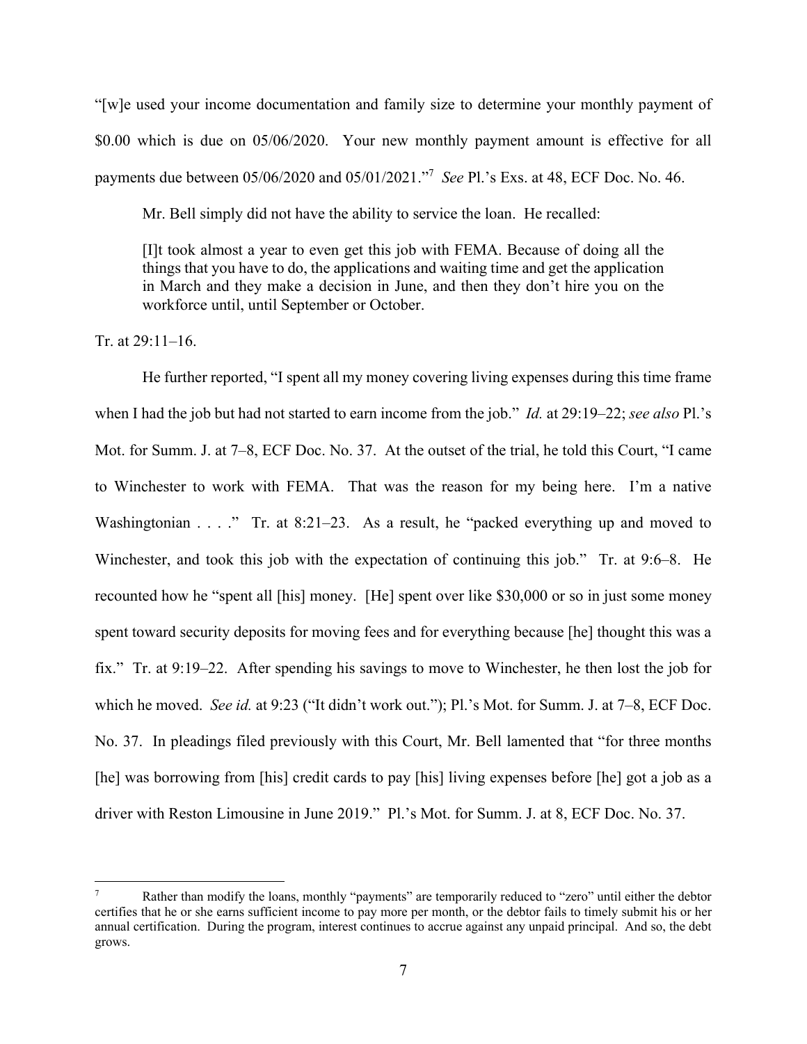"[w]e used your income documentation and family size to determine your monthly payment of $0.00 which is due on 05/06/2020. Your new monthly payment amount is effective for all payments due between 05/06/2020 and 05/01/2021."[7] *See* Pl.'s Exs. at 48, ECF Doc. No. 46.

Mr. Bell simply did not have the ability to service the loan. He recalled:

> [I]t took almost a year to even get this job with FEMA. Because of doing all the things that you have to do, the applications and waiting time and get the application in March and they make a decision in June, and then they don't hire you on the workforce until, until September or October.

Tr. at 29:11–16.

He further reported, "I spent all my money covering living expenses during this time frame when I had the job but had not started to earn income from the job." *Id.* at 29:19–22; *see also* Pl.'s Mot. for Summ. J. at 7–8, ECF Doc. No. 37. At the outset of the trial, he told this Court, "I came to Winchester to work with FEMA. That was the reason for my being here. I'm a native Washingtonian . . . ." Tr. at 8:21–23. As a result, he "packed everything up and moved to Winchester, and took this job with the expectation of continuing this job." Tr. at 9:6–8. He recounted how he "spent all [his] money. [He] spent over like $30,000 or so in just some money spent toward security deposits for moving fees and for everything because [he] thought this was a fix." Tr. at 9:19–22. After spending his savings to move to Winchester, he then lost the job for which he moved. *See id.* at 9:23 ("It didn't work out."); Pl.'s Mot. for Summ. J. at 7–8, ECF Doc. No. 37. In pleadings filed previously with this Court, Mr. Bell lamented that "for three months [he] was borrowing from [his] credit cards to pay [his] living expenses before [he] got a job as a driver with Reston Limousine in June 2019." Pl.'s Mot. for Summ. J. at 8, ECF Doc. No. 37.

---

[7] Rather than modify the loans, monthly "payments" are temporarily reduced to "zero" until either the debtor certifies that he or she earns sufficient income to pay more per month, or the debtor fails to timely submit his or her annual certification. During the program, interest continues to accrue against any unpaid principal. And so, the debt grows.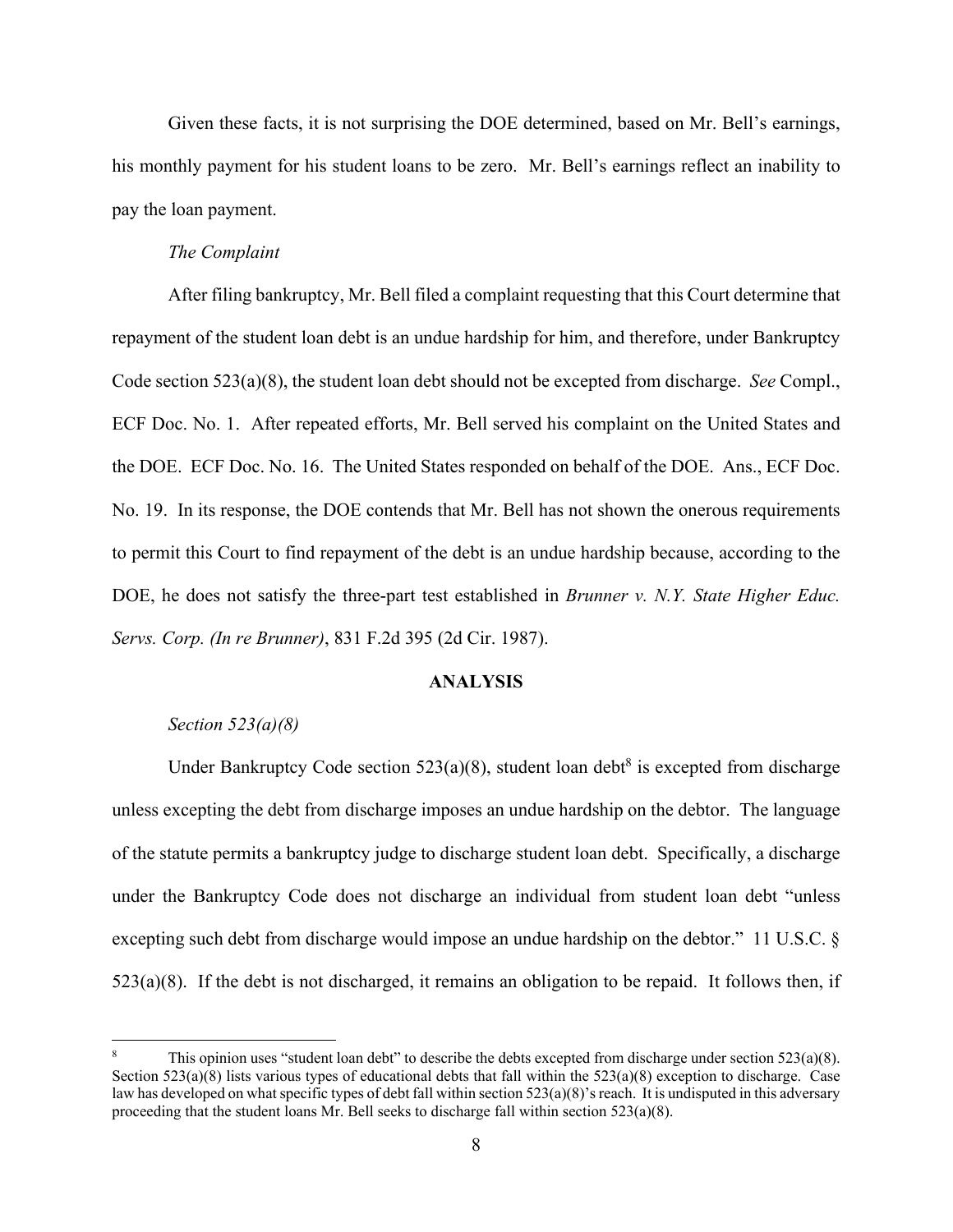Given these facts, it is not surprising the DOE determined, based on Mr. Bell's earnings, his monthly payment for his student loans to be zero. Mr. Bell's earnings reflect an inability to pay the loan payment.

*The Complaint*

After filing bankruptcy, Mr. Bell filed a complaint requesting that this Court determine that repayment of the student loan debt is an undue hardship for him, and therefore, under Bankruptcy Code section 523(a)(8), the student loan debt should not be excepted from discharge. *See* Compl., ECF Doc. No. 1. After repeated efforts, Mr. Bell served his complaint on the United States and the DOE. ECF Doc. No. 16. The United States responded on behalf of the DOE. Ans., ECF Doc. No. 19. In its response, the DOE contends that Mr. Bell has not shown the onerous requirements to permit this Court to find repayment of the debt is an undue hardship because, according to the DOE, he does not satisfy the three-part test established in *Brunner v. N.Y. State Higher Educ. Servs. Corp. (In re Brunner)*, 831 F.2d 395 (2d Cir. 1987).

## ANALYSIS

*Section 523(a)(8)*

Under Bankruptcy Code section 523(a)(8), student loan debt[8] is excepted from discharge unless excepting the debt from discharge imposes an undue hardship on the debtor. The language of the statute permits a bankruptcy judge to discharge student loan debt. Specifically, a discharge under the Bankruptcy Code does not discharge an individual from student loan debt "unless excepting such debt from discharge would impose an undue hardship on the debtor." 11 U.S.C. § 523(a)(8). If the debt is not discharged, it remains an obligation to be repaid. It follows then, if

---

[8] This opinion uses "student loan debt" to describe the debts excepted from discharge under section 523(a)(8). Section 523(a)(8) lists various types of educational debts that fall within the 523(a)(8) exception to discharge. Case law has developed on what specific types of debt fall within section 523(a)(8)'s reach. It is undisputed in this adversary proceeding that the student loans Mr. Bell seeks to discharge fall within section 523(a)(8).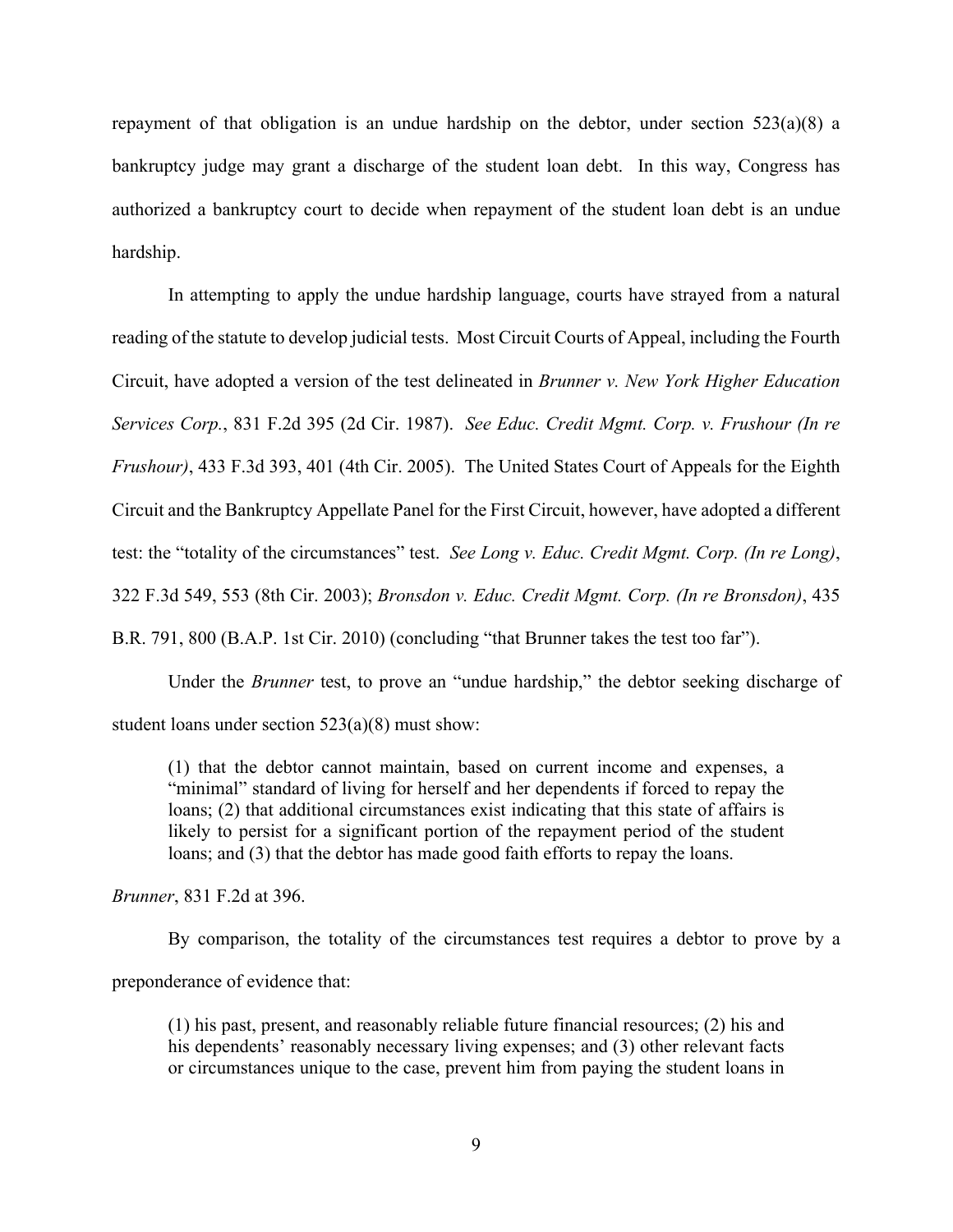repayment of that obligation is an undue hardship on the debtor, under section 523(a)(8) a bankruptcy judge may grant a discharge of the student loan debt. In this way, Congress has authorized a bankruptcy court to decide when repayment of the student loan debt is an undue hardship.

In attempting to apply the undue hardship language, courts have strayed from a natural reading of the statute to develop judicial tests. Most Circuit Courts of Appeal, including the Fourth Circuit, have adopted a version of the test delineated in *Brunner v. New York Higher Education Services Corp.*, 831 F.2d 395 (2d Cir. 1987). *See Educ. Credit Mgmt. Corp. v. Frushour (In re Frushour)*, 433 F.3d 393, 401 (4th Cir. 2005). The United States Court of Appeals for the Eighth Circuit and the Bankruptcy Appellate Panel for the First Circuit, however, have adopted a different test: the "totality of the circumstances" test. *See Long v. Educ. Credit Mgmt. Corp. (In re Long)*, 322 F.3d 549, 553 (8th Cir. 2003); *Bronsdon v. Educ. Credit Mgmt. Corp. (In re Bronsdon)*, 435 B.R. 791, 800 (B.A.P. 1st Cir. 2010) (concluding "that Brunner takes the test too far").

Under the *Brunner* test, to prove an "undue hardship," the debtor seeking discharge of student loans under section 523(a)(8) must show:

> (1) that the debtor cannot maintain, based on current income and expenses, a "minimal" standard of living for herself and her dependents if forced to repay the loans; (2) that additional circumstances exist indicating that this state of affairs is likely to persist for a significant portion of the repayment period of the student loans; and (3) that the debtor has made good faith efforts to repay the loans.

*Brunner*, 831 F.2d at 396.

By comparison, the totality of the circumstances test requires a debtor to prove by a preponderance of evidence that:

> (1) his past, present, and reasonably reliable future financial resources; (2) his and his dependents' reasonably necessary living expenses; and (3) other relevant facts or circumstances unique to the case, prevent him from paying the student loans in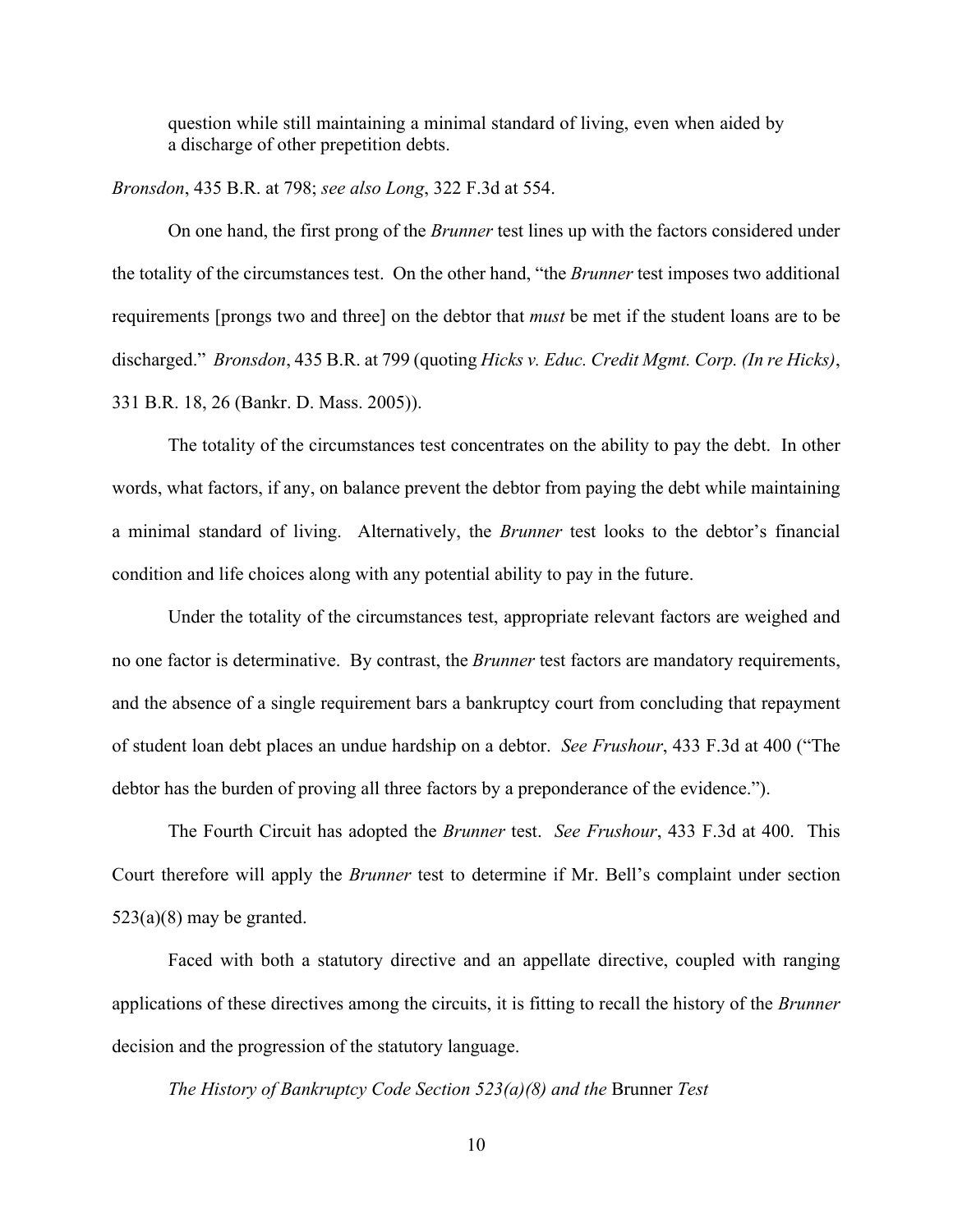> question while still maintaining a minimal standard of living, even when aided by a discharge of other prepetition debts.

*Bronsdon*, 435 B.R. at 798; *see also Long*, 322 F.3d at 554.

On one hand, the first prong of the *Brunner* test lines up with the factors considered under the totality of the circumstances test. On the other hand, "the *Brunner* test imposes two additional requirements [prongs two and three] on the debtor that *must* be met if the student loans are to be discharged." *Bronsdon*, 435 B.R. at 799 (quoting *Hicks v. Educ. Credit Mgmt. Corp. (In re Hicks)*, 331 B.R. 18, 26 (Bankr. D. Mass. 2005)).

The totality of the circumstances test concentrates on the ability to pay the debt. In other words, what factors, if any, on balance prevent the debtor from paying the debt while maintaining a minimal standard of living. Alternatively, the *Brunner* test looks to the debtor's financial condition and life choices along with any potential ability to pay in the future.

Under the totality of the circumstances test, appropriate relevant factors are weighed and no one factor is determinative. By contrast, the *Brunner* test factors are mandatory requirements, and the absence of a single requirement bars a bankruptcy court from concluding that repayment of student loan debt places an undue hardship on a debtor. *See Frushour*, 433 F.3d at 400 ("The debtor has the burden of proving all three factors by a preponderance of the evidence.").

The Fourth Circuit has adopted the *Brunner* test. *See Frushour*, 433 F.3d at 400. This Court therefore will apply the *Brunner* test to determine if Mr. Bell's complaint under section 523(a)(8) may be granted.

Faced with both a statutory directive and an appellate directive, coupled with ranging applications of these directives among the circuits, it is fitting to recall the history of the *Brunner* decision and the progression of the statutory language.

*The History of Bankruptcy Code Section 523(a)(8) and the* Brunner *Test*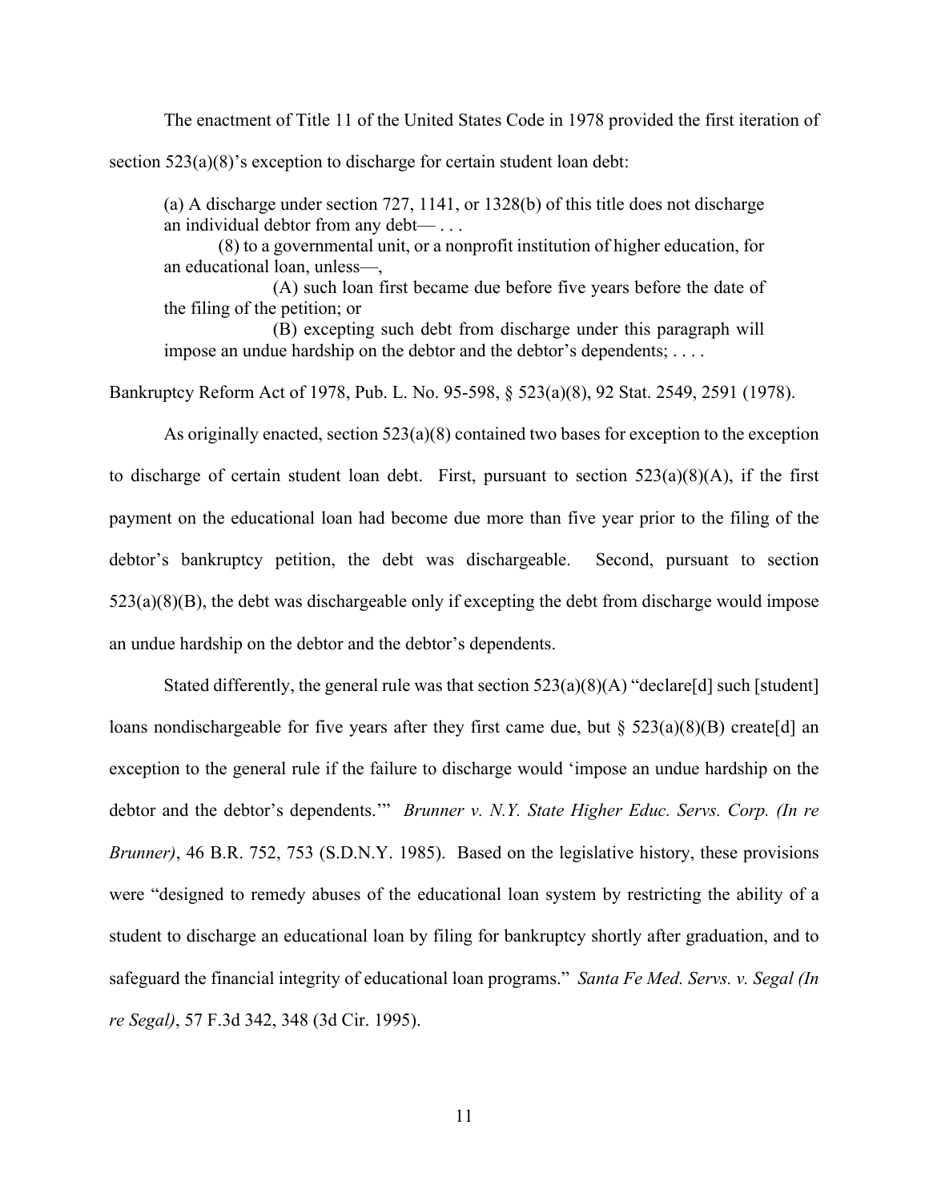The enactment of Title 11 of the United States Code in 1978 provided the first iteration of section 523(a)(8)'s exception to discharge for certain student loan debt:

> (a) A discharge under section 727, 1141, or 1328(b) of this title does not discharge an individual debtor from any debt— . . .
>
> (8) to a governmental unit, or a nonprofit institution of higher education, for an educational loan, unless—,
>
> (A) such loan first became due before five years before the date of the filing of the petition; or
>
> (B) excepting such debt from discharge under this paragraph will impose an undue hardship on the debtor and the debtor's dependents; . . . .

Bankruptcy Reform Act of 1978, Pub. L. No. 95-598, § 523(a)(8), 92 Stat. 2549, 2591 (1978).

As originally enacted, section 523(a)(8) contained two bases for exception to the exception to discharge of certain student loan debt. First, pursuant to section 523(a)(8)(A), if the first payment on the educational loan had become due more than five year prior to the filing of the debtor's bankruptcy petition, the debt was dischargeable. Second, pursuant to section 523(a)(8)(B), the debt was dischargeable only if excepting the debt from discharge would impose an undue hardship on the debtor and the debtor's dependents.

Stated differently, the general rule was that section 523(a)(8)(A) "declare[d] such [student] loans nondischargeable for five years after they first came due, but § 523(a)(8)(B) create[d] an exception to the general rule if the failure to discharge would 'impose an undue hardship on the debtor and the debtor's dependents.'" *Brunner v. N.Y. State Higher Educ. Servs. Corp. (In re Brunner)*, 46 B.R. 752, 753 (S.D.N.Y. 1985). Based on the legislative history, these provisions were "designed to remedy abuses of the educational loan system by restricting the ability of a student to discharge an educational loan by filing for bankruptcy shortly after graduation, and to safeguard the financial integrity of educational loan programs." *Santa Fe Med. Servs. v. Segal (In re Segal)*, 57 F.3d 342, 348 (3d Cir. 1995).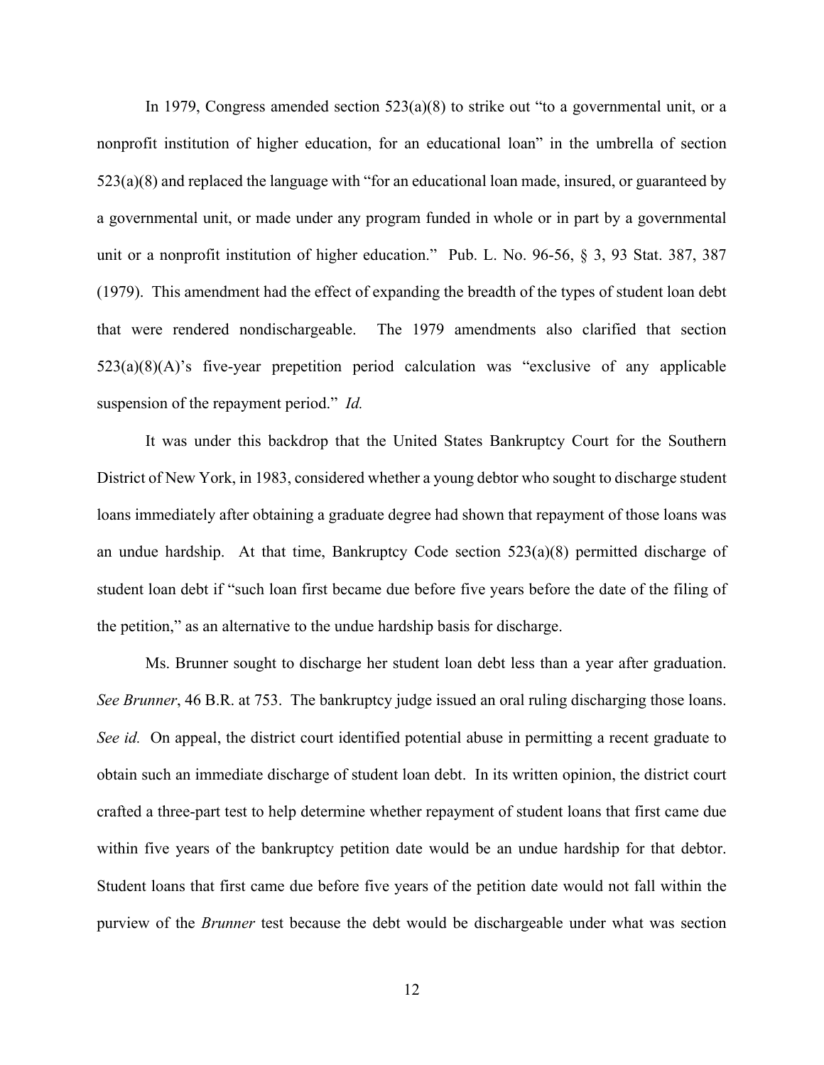In 1979, Congress amended section 523(a)(8) to strike out "to a governmental unit, or a nonprofit institution of higher education, for an educational loan" in the umbrella of section 523(a)(8) and replaced the language with "for an educational loan made, insured, or guaranteed by a governmental unit, or made under any program funded in whole or in part by a governmental unit or a nonprofit institution of higher education." Pub. L. No. 96-56, § 3, 93 Stat. 387, 387 (1979). This amendment had the effect of expanding the breadth of the types of student loan debt that were rendered nondischargeable. The 1979 amendments also clarified that section 523(a)(8)(A)'s five-year prepetition period calculation was "exclusive of any applicable suspension of the repayment period." *Id.*

It was under this backdrop that the United States Bankruptcy Court for the Southern District of New York, in 1983, considered whether a young debtor who sought to discharge student loans immediately after obtaining a graduate degree had shown that repayment of those loans was an undue hardship. At that time, Bankruptcy Code section 523(a)(8) permitted discharge of student loan debt if "such loan first became due before five years before the date of the filing of the petition," as an alternative to the undue hardship basis for discharge.

Ms. Brunner sought to discharge her student loan debt less than a year after graduation. *See Brunner*, 46 B.R. at 753. The bankruptcy judge issued an oral ruling discharging those loans. *See id.* On appeal, the district court identified potential abuse in permitting a recent graduate to obtain such an immediate discharge of student loan debt. In its written opinion, the district court crafted a three-part test to help determine whether repayment of student loans that first came due within five years of the bankruptcy petition date would be an undue hardship for that debtor. Student loans that first came due before five years of the petition date would not fall within the purview of the *Brunner* test because the debt would be dischargeable under what was section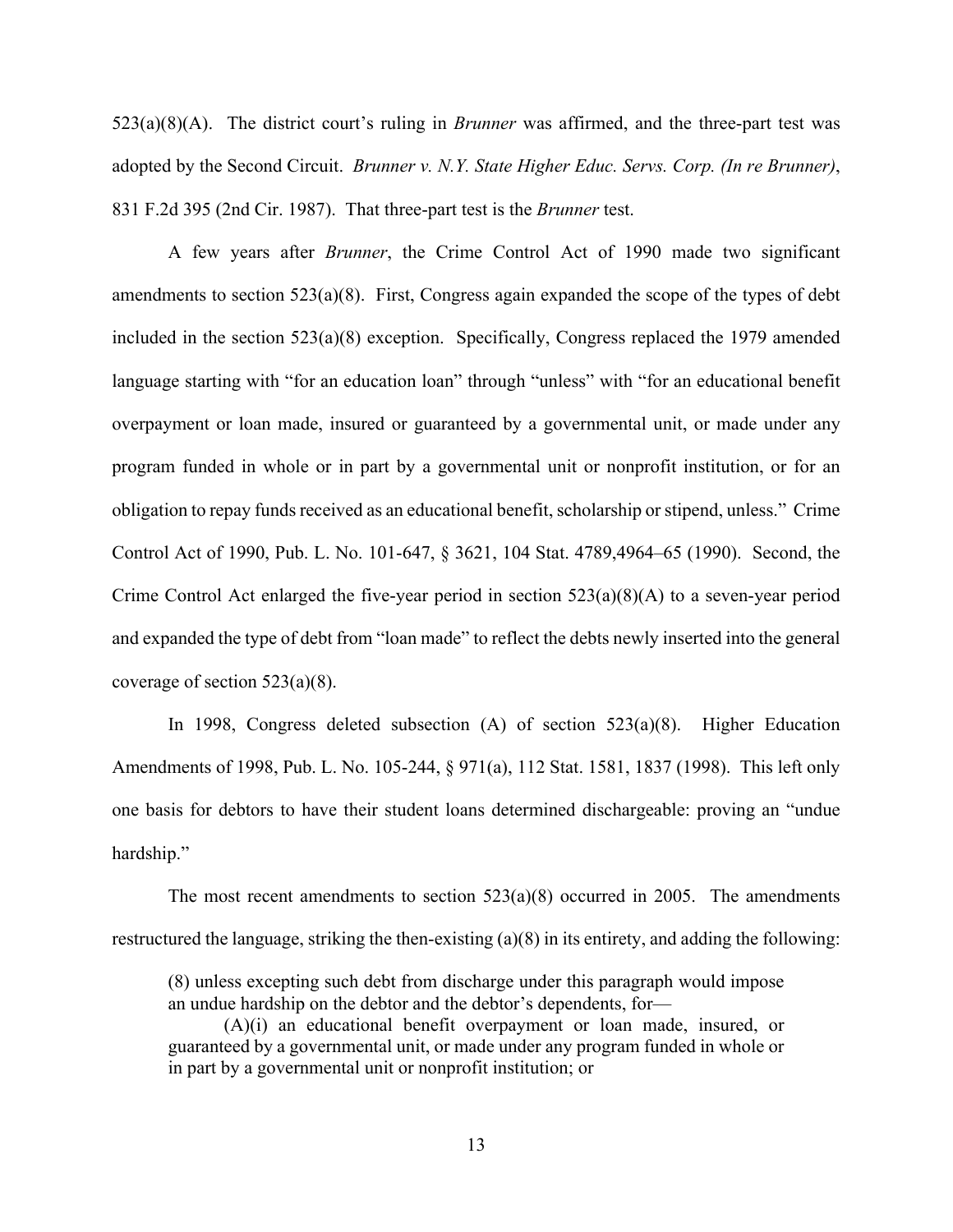523(a)(8)(A). The district court's ruling in *Brunner* was affirmed, and the three-part test was adopted by the Second Circuit. *Brunner v. N.Y. State Higher Educ. Servs. Corp. (In re Brunner)*, 831 F.2d 395 (2nd Cir. 1987). That three-part test is the *Brunner* test.

A few years after *Brunner*, the Crime Control Act of 1990 made two significant amendments to section 523(a)(8). First, Congress again expanded the scope of the types of debt included in the section 523(a)(8) exception. Specifically, Congress replaced the 1979 amended language starting with "for an education loan" through "unless" with "for an educational benefit overpayment or loan made, insured or guaranteed by a governmental unit, or made under any program funded in whole or in part by a governmental unit or nonprofit institution, or for an obligation to repay funds received as an educational benefit, scholarship or stipend, unless." Crime Control Act of 1990, Pub. L. No. 101-647, § 3621, 104 Stat. 4789,4964–65 (1990). Second, the Crime Control Act enlarged the five-year period in section 523(a)(8)(A) to a seven-year period and expanded the type of debt from "loan made" to reflect the debts newly inserted into the general coverage of section 523(a)(8).

In 1998, Congress deleted subsection (A) of section 523(a)(8). Higher Education Amendments of 1998, Pub. L. No. 105-244, § 971(a), 112 Stat. 1581, 1837 (1998). This left only one basis for debtors to have their student loans determined dischargeable: proving an "undue hardship."

The most recent amendments to section 523(a)(8) occurred in 2005. The amendments restructured the language, striking the then-existing (a)(8) in its entirety, and adding the following:

> (8) unless excepting such debt from discharge under this paragraph would impose an undue hardship on the debtor and the debtor's dependents, for—
>
> (A)(i) an educational benefit overpayment or loan made, insured, or guaranteed by a governmental unit, or made under any program funded in whole or in part by a governmental unit or nonprofit institution; or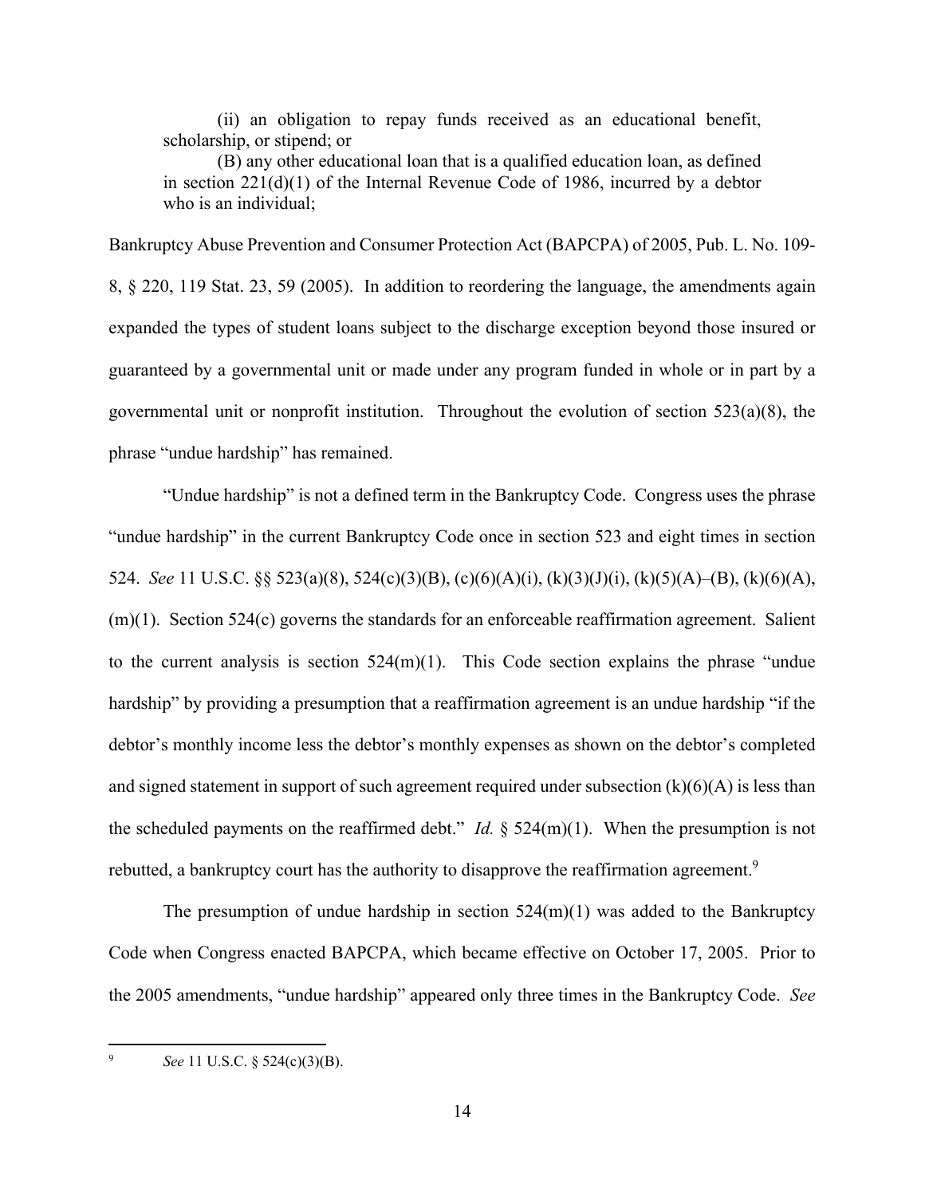> (ii) an obligation to repay funds received as an educational benefit, scholarship, or stipend; or
>
> (B) any other educational loan that is a qualified education loan, as defined in section 221(d)(1) of the Internal Revenue Code of 1986, incurred by a debtor who is an individual;

Bankruptcy Abuse Prevention and Consumer Protection Act (BAPCPA) of 2005, Pub. L. No. 109-8, § 220, 119 Stat. 23, 59 (2005). In addition to reordering the language, the amendments again expanded the types of student loans subject to the discharge exception beyond those insured or guaranteed by a governmental unit or made under any program funded in whole or in part by a governmental unit or nonprofit institution. Throughout the evolution of section 523(a)(8), the phrase "undue hardship" has remained.

"Undue hardship" is not a defined term in the Bankruptcy Code. Congress uses the phrase "undue hardship" in the current Bankruptcy Code once in section 523 and eight times in section 524. *See* 11 U.S.C. §§ 523(a)(8), 524(c)(3)(B), (c)(6)(A)(i), (k)(3)(J)(i), (k)(5)(A)–(B), (k)(6)(A), (m)(1). Section 524(c) governs the standards for an enforceable reaffirmation agreement. Salient to the current analysis is section 524(m)(1). This Code section explains the phrase "undue hardship" by providing a presumption that a reaffirmation agreement is an undue hardship "if the debtor's monthly income less the debtor's monthly expenses as shown on the debtor's completed and signed statement in support of such agreement required under subsection (k)(6)(A) is less than the scheduled payments on the reaffirmed debt." *Id.* § 524(m)(1). When the presumption is not rebutted, a bankruptcy court has the authority to disapprove the reaffirmation agreement.[9]

The presumption of undue hardship in section 524(m)(1) was added to the Bankruptcy Code when Congress enacted BAPCPA, which became effective on October 17, 2005. Prior to the 2005 amendments, "undue hardship" appeared only three times in the Bankruptcy Code. *See*

---

[9] *See* 11 U.S.C. § 524(c)(3)(B).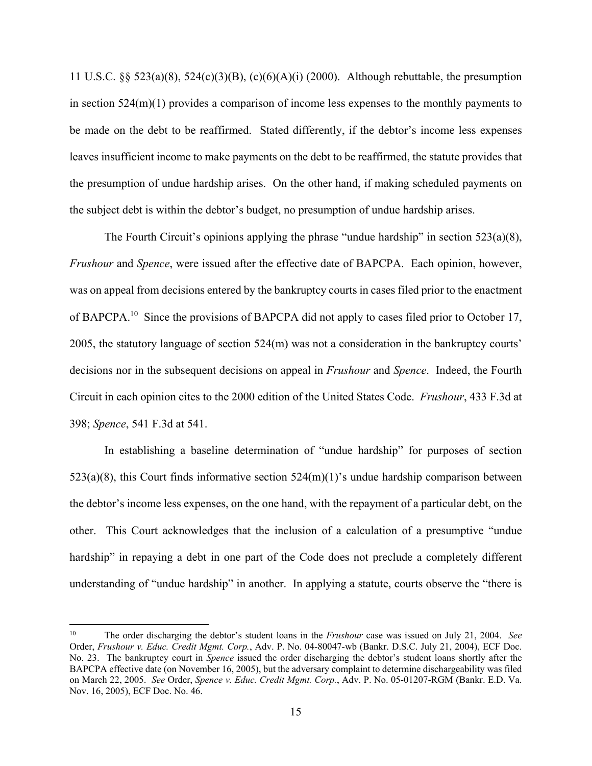11 U.S.C. §§ 523(a)(8), 524(c)(3)(B), (c)(6)(A)(i) (2000). Although rebuttable, the presumption in section 524(m)(1) provides a comparison of income less expenses to the monthly payments to be made on the debt to be reaffirmed. Stated differently, if the debtor's income less expenses leaves insufficient income to make payments on the debt to be reaffirmed, the statute provides that the presumption of undue hardship arises. On the other hand, if making scheduled payments on the subject debt is within the debtor's budget, no presumption of undue hardship arises.

The Fourth Circuit's opinions applying the phrase "undue hardship" in section 523(a)(8), *Frushour* and *Spence*, were issued after the effective date of BAPCPA. Each opinion, however, was on appeal from decisions entered by the bankruptcy courts in cases filed prior to the enactment of BAPCPA.[10] Since the provisions of BAPCPA did not apply to cases filed prior to October 17, 2005, the statutory language of section 524(m) was not a consideration in the bankruptcy courts' decisions nor in the subsequent decisions on appeal in *Frushour* and *Spence*. Indeed, the Fourth Circuit in each opinion cites to the 2000 edition of the United States Code. *Frushour*, 433 F.3d at 398; *Spence*, 541 F.3d at 541.

In establishing a baseline determination of "undue hardship" for purposes of section 523(a)(8), this Court finds informative section 524(m)(1)'s undue hardship comparison between the debtor's income less expenses, on the one hand, with the repayment of a particular debt, on the other. This Court acknowledges that the inclusion of a calculation of a presumptive "undue hardship" in repaying a debt in one part of the Code does not preclude a completely different understanding of "undue hardship" in another. In applying a statute, courts observe the "there is

---

[10] The order discharging the debtor's student loans in the *Frushour* case was issued on July 21, 2004. *See* Order, *Frushour v. Educ. Credit Mgmt. Corp.*, Adv. P. No. 04-80047-wb (Bankr. D.S.C. July 21, 2004), ECF Doc. No. 23. The bankruptcy court in *Spence* issued the order discharging the debtor's student loans shortly after the BAPCPA effective date (on November 16, 2005), but the adversary complaint to determine dischargeability was filed on March 22, 2005. *See* Order, *Spence v. Educ. Credit Mgmt. Corp.*, Adv. P. No. 05-01207-RGM (Bankr. E.D. Va. Nov. 16, 2005), ECF Doc. No. 46.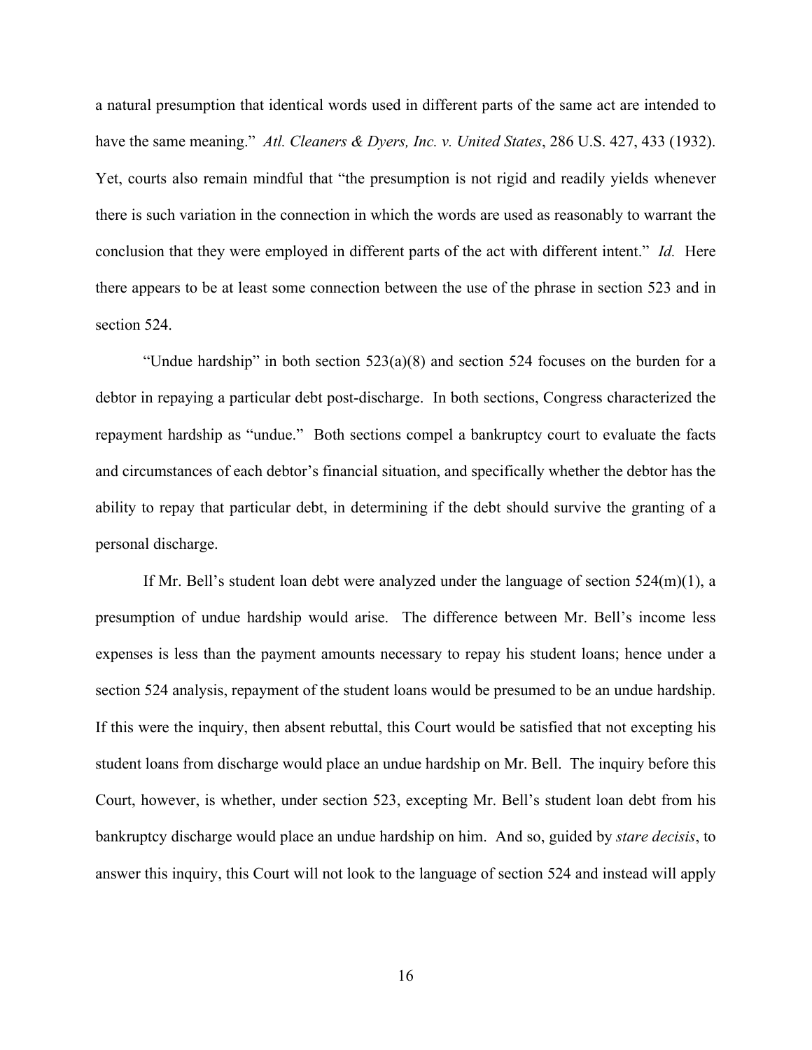a natural presumption that identical words used in different parts of the same act are intended to have the same meaning." *Atl. Cleaners & Dyers, Inc. v. United States*, 286 U.S. 427, 433 (1932). Yet, courts also remain mindful that "the presumption is not rigid and readily yields whenever there is such variation in the connection in which the words are used as reasonably to warrant the conclusion that they were employed in different parts of the act with different intent." *Id.* Here there appears to be at least some connection between the use of the phrase in section 523 and in section 524.

"Undue hardship" in both section 523(a)(8) and section 524 focuses on the burden for a debtor in repaying a particular debt post-discharge. In both sections, Congress characterized the repayment hardship as "undue." Both sections compel a bankruptcy court to evaluate the facts and circumstances of each debtor's financial situation, and specifically whether the debtor has the ability to repay that particular debt, in determining if the debt should survive the granting of a personal discharge.

If Mr. Bell's student loan debt were analyzed under the language of section 524(m)(1), a presumption of undue hardship would arise. The difference between Mr. Bell's income less expenses is less than the payment amounts necessary to repay his student loans; hence under a section 524 analysis, repayment of the student loans would be presumed to be an undue hardship. If this were the inquiry, then absent rebuttal, this Court would be satisfied that not excepting his student loans from discharge would place an undue hardship on Mr. Bell. The inquiry before this Court, however, is whether, under section 523, excepting Mr. Bell's student loan debt from his bankruptcy discharge would place an undue hardship on him. And so, guided by *stare decisis*, to answer this inquiry, this Court will not look to the language of section 524 and instead will apply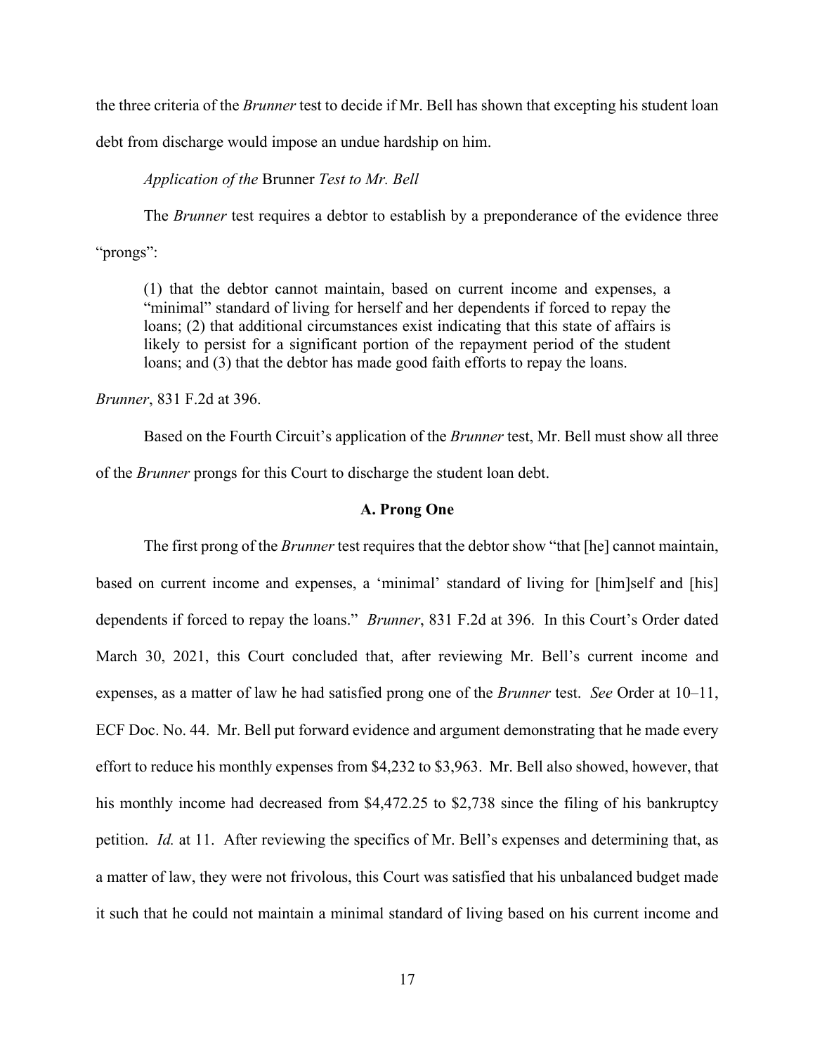the three criteria of the *Brunner* test to decide if Mr. Bell has shown that excepting his student loan debt from discharge would impose an undue hardship on him.

*Application of the* Brunner *Test to Mr. Bell*

The *Brunner* test requires a debtor to establish by a preponderance of the evidence three "prongs":

> (1) that the debtor cannot maintain, based on current income and expenses, a "minimal" standard of living for herself and her dependents if forced to repay the loans; (2) that additional circumstances exist indicating that this state of affairs is likely to persist for a significant portion of the repayment period of the student loans; and (3) that the debtor has made good faith efforts to repay the loans.

*Brunner*, 831 F.2d at 396.

Based on the Fourth Circuit's application of the *Brunner* test, Mr. Bell must show all three of the *Brunner* prongs for this Court to discharge the student loan debt.

### A. Prong One

The first prong of the *Brunner* test requires that the debtor show "that [he] cannot maintain, based on current income and expenses, a 'minimal' standard of living for [him]self and [his] dependents if forced to repay the loans." *Brunner*, 831 F.2d at 396. In this Court's Order dated March 30, 2021, this Court concluded that, after reviewing Mr. Bell's current income and expenses, as a matter of law he had satisfied prong one of the *Brunner* test. *See* Order at 10–11, ECF Doc. No. 44. Mr. Bell put forward evidence and argument demonstrating that he made every effort to reduce his monthly expenses from $4,232 to $3,963. Mr. Bell also showed, however, that his monthly income had decreased from $4,472.25 to $2,738 since the filing of his bankruptcy petition. *Id.* at 11. After reviewing the specifics of Mr. Bell's expenses and determining that, as a matter of law, they were not frivolous, this Court was satisfied that his unbalanced budget made it such that he could not maintain a minimal standard of living based on his current income and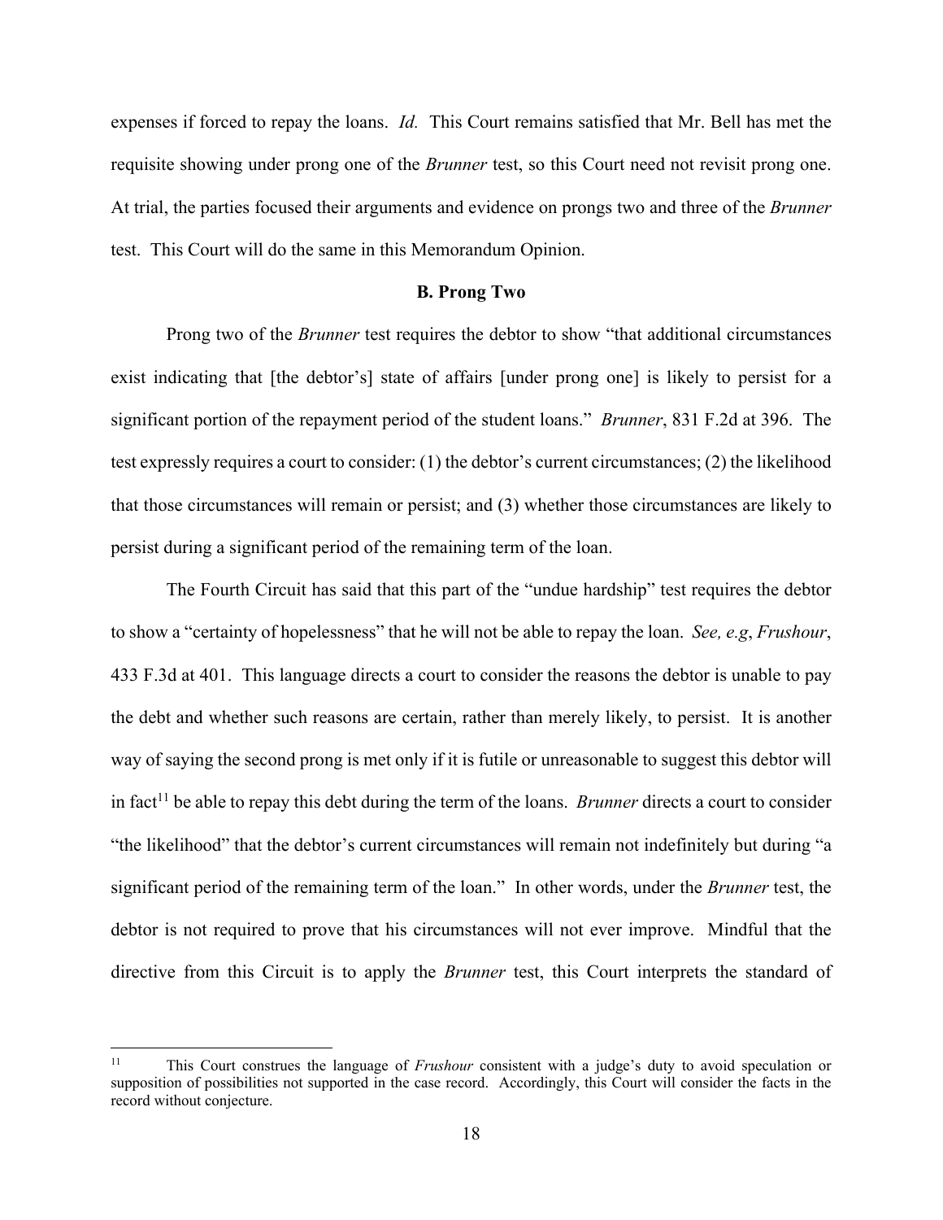expenses if forced to repay the loans. *Id.* This Court remains satisfied that Mr. Bell has met the requisite showing under prong one of the *Brunner* test, so this Court need not revisit prong one. At trial, the parties focused their arguments and evidence on prongs two and three of the *Brunner* test. This Court will do the same in this Memorandum Opinion.

### B. Prong Two

Prong two of the *Brunner* test requires the debtor to show "that additional circumstances exist indicating that [the debtor's] state of affairs [under prong one] is likely to persist for a significant portion of the repayment period of the student loans." *Brunner*, 831 F.2d at 396. The test expressly requires a court to consider: (1) the debtor's current circumstances; (2) the likelihood that those circumstances will remain or persist; and (3) whether those circumstances are likely to persist during a significant period of the remaining term of the loan.

The Fourth Circuit has said that this part of the "undue hardship" test requires the debtor to show a "certainty of hopelessness" that he will not be able to repay the loan. *See, e.g*, *Frushour*, 433 F.3d at 401. This language directs a court to consider the reasons the debtor is unable to pay the debt and whether such reasons are certain, rather than merely likely, to persist. It is another way of saying the second prong is met only if it is futile or unreasonable to suggest this debtor will in fact[11] be able to repay this debt during the term of the loans. *Brunner* directs a court to consider "the likelihood" that the debtor's current circumstances will remain not indefinitely but during "a significant period of the remaining term of the loan." In other words, under the *Brunner* test, the debtor is not required to prove that his circumstances will not ever improve. Mindful that the directive from this Circuit is to apply the *Brunner* test, this Court interprets the standard of

[11] This Court construes the language of *Frushour* consistent with a judge's duty to avoid speculation or supposition of possibilities not supported in the case record. Accordingly, this Court will consider the facts in the record without conjecture.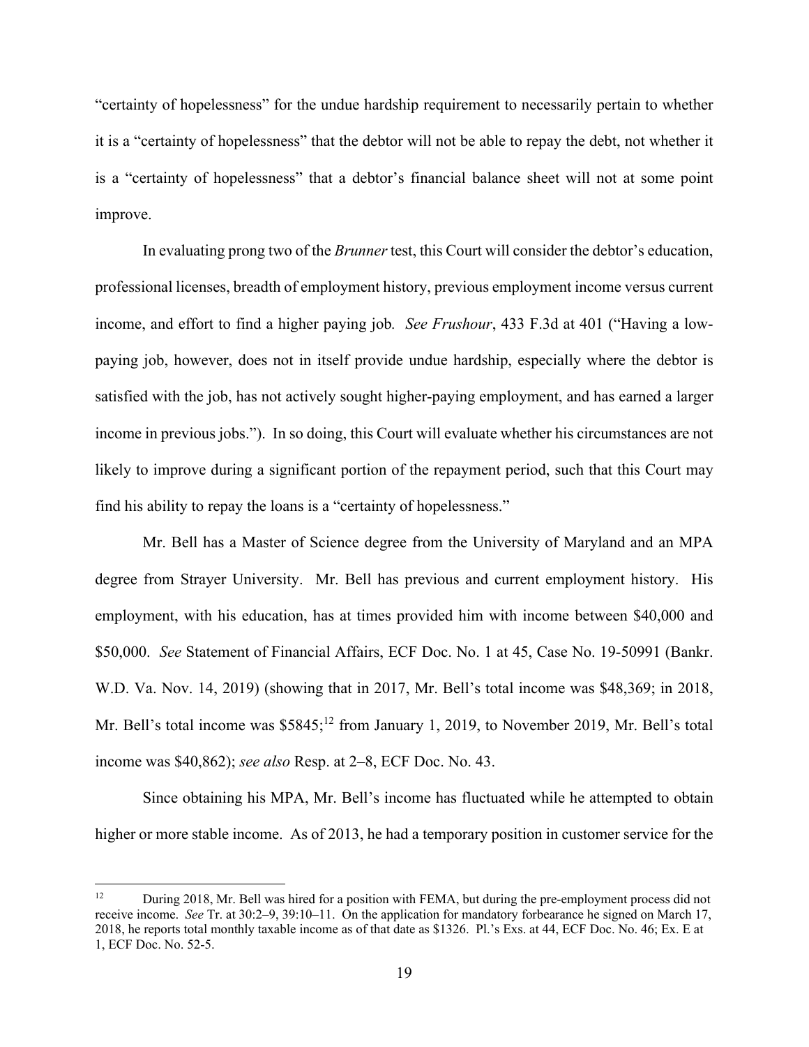"certainty of hopelessness" for the undue hardship requirement to necessarily pertain to whether it is a "certainty of hopelessness" that the debtor will not be able to repay the debt, not whether it is a "certainty of hopelessness" that a debtor's financial balance sheet will not at some point improve.

In evaluating prong two of the *Brunner* test, this Court will consider the debtor's education, professional licenses, breadth of employment history, previous employment income versus current income, and effort to find a higher paying job. *See Frushour*, 433 F.3d at 401 ("Having a low-paying job, however, does not in itself provide undue hardship, especially where the debtor is satisfied with the job, has not actively sought higher-paying employment, and has earned a larger income in previous jobs."). In so doing, this Court will evaluate whether his circumstances are not likely to improve during a significant portion of the repayment period, such that this Court may find his ability to repay the loans is a "certainty of hopelessness."

Mr. Bell has a Master of Science degree from the University of Maryland and an MPA degree from Strayer University. Mr. Bell has previous and current employment history. His employment, with his education, has at times provided him with income between $40,000 and $50,000. *See* Statement of Financial Affairs, ECF Doc. No. 1 at 45, Case No. 19-50991 (Bankr. W.D. Va. Nov. 14, 2019) (showing that in 2017, Mr. Bell's total income was $48,369; in 2018, Mr. Bell's total income was $5845;[12] from January 1, 2019, to November 2019, Mr. Bell's total income was $40,862); *see also* Resp. at 2–8, ECF Doc. No. 43.

Since obtaining his MPA, Mr. Bell's income has fluctuated while he attempted to obtain higher or more stable income. As of 2013, he had a temporary position in customer service for the

---

[12] During 2018, Mr. Bell was hired for a position with FEMA, but during the pre-employment process did not receive income. *See* Tr. at 30:2–9, 39:10–11. On the application for mandatory forbearance he signed on March 17, 2018, he reports total monthly taxable income as of that date as $1326. Pl.'s Exs. at 44, ECF Doc. No. 46; Ex. E at 1, ECF Doc. No. 52-5.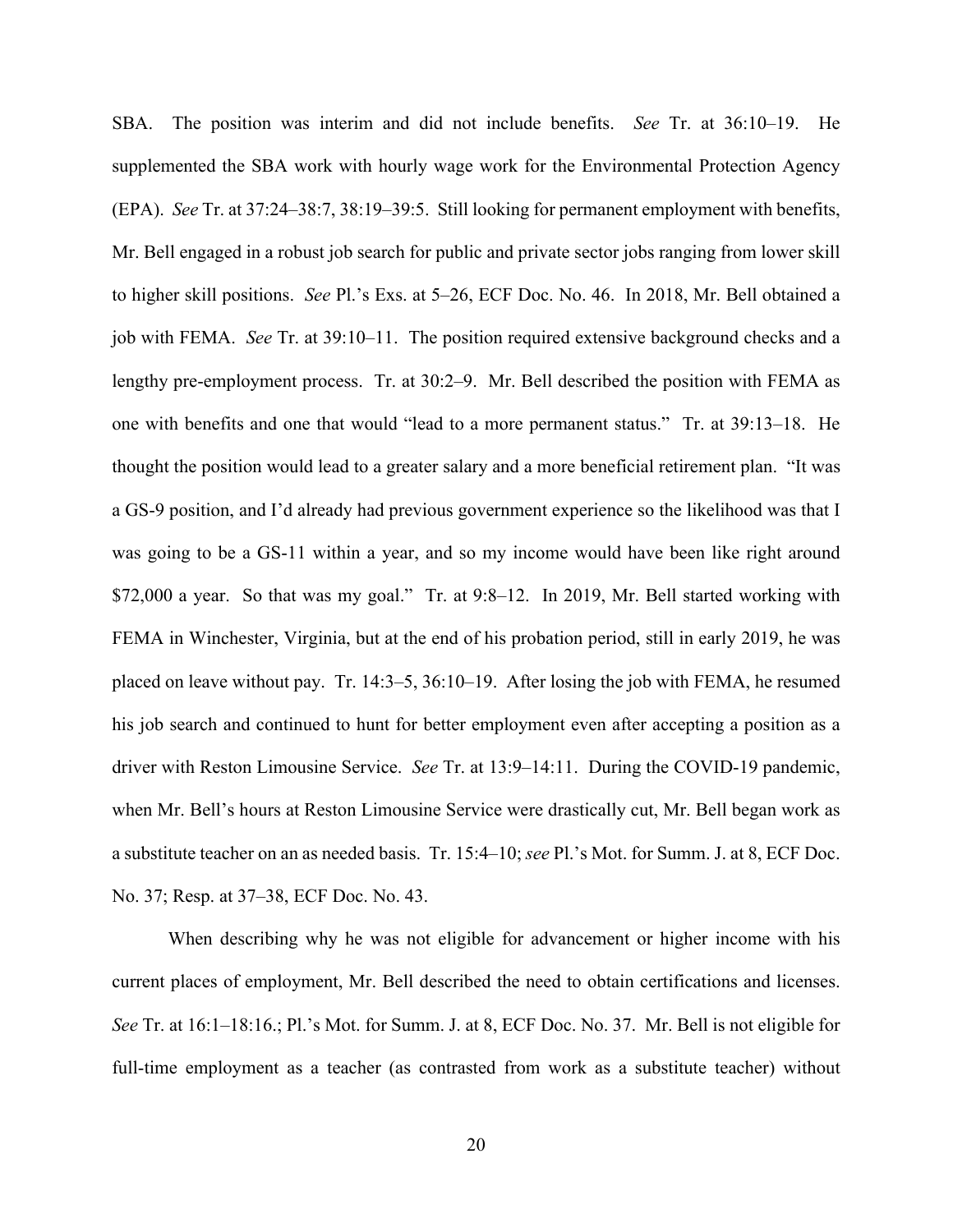SBA. The position was interim and did not include benefits. *See* Tr. at 36:10–19. He supplemented the SBA work with hourly wage work for the Environmental Protection Agency (EPA). *See* Tr. at 37:24–38:7, 38:19–39:5. Still looking for permanent employment with benefits, Mr. Bell engaged in a robust job search for public and private sector jobs ranging from lower skill to higher skill positions. *See* Pl.'s Exs. at 5–26, ECF Doc. No. 46. In 2018, Mr. Bell obtained a job with FEMA. *See* Tr. at 39:10–11. The position required extensive background checks and a lengthy pre-employment process. Tr. at 30:2–9. Mr. Bell described the position with FEMA as one with benefits and one that would "lead to a more permanent status." Tr. at 39:13–18. He thought the position would lead to a greater salary and a more beneficial retirement plan. "It was a GS-9 position, and I'd already had previous government experience so the likelihood was that I was going to be a GS-11 within a year, and so my income would have been like right around $72,000 a year. So that was my goal." Tr. at 9:8–12. In 2019, Mr. Bell started working with FEMA in Winchester, Virginia, but at the end of his probation period, still in early 2019, he was placed on leave without pay. Tr. 14:3–5, 36:10–19. After losing the job with FEMA, he resumed his job search and continued to hunt for better employment even after accepting a position as a driver with Reston Limousine Service. *See* Tr. at 13:9–14:11. During the COVID-19 pandemic, when Mr. Bell's hours at Reston Limousine Service were drastically cut, Mr. Bell began work as a substitute teacher on an as needed basis. Tr. 15:4–10; *see* Pl.'s Mot. for Summ. J. at 8, ECF Doc. No. 37; Resp. at 37–38, ECF Doc. No. 43.

When describing why he was not eligible for advancement or higher income with his current places of employment, Mr. Bell described the need to obtain certifications and licenses. *See* Tr. at 16:1–18:16.; Pl.'s Mot. for Summ. J. at 8, ECF Doc. No. 37. Mr. Bell is not eligible for full-time employment as a teacher (as contrasted from work as a substitute teacher) without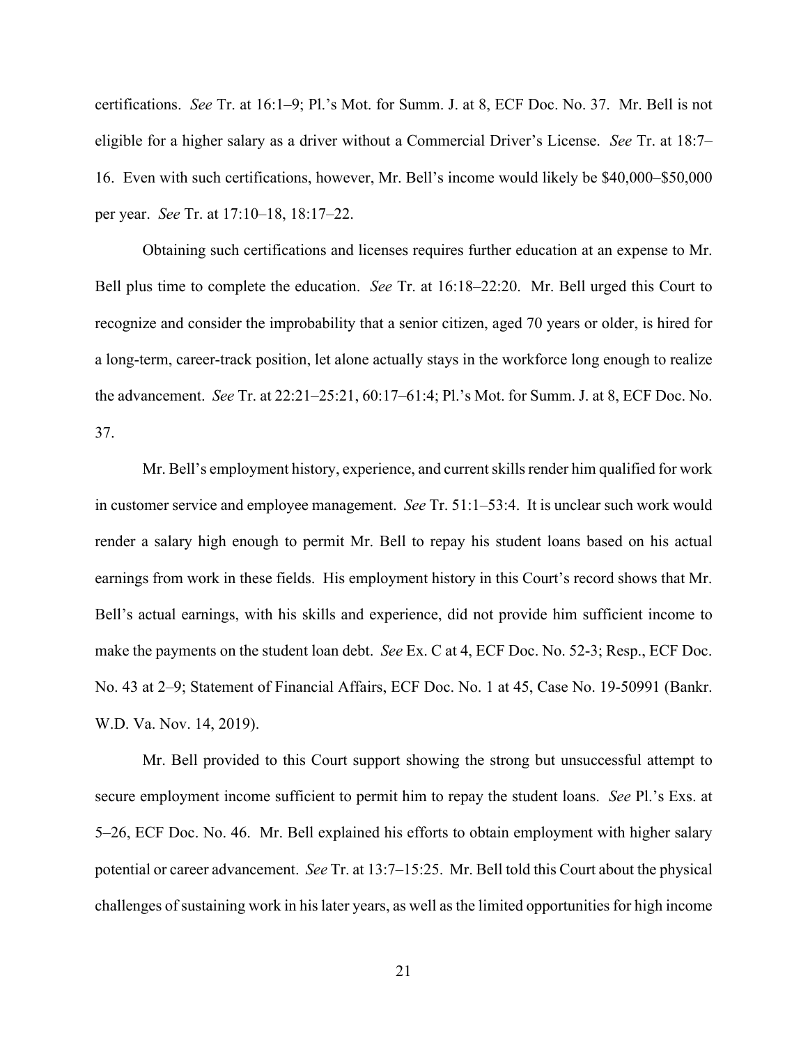certifications. *See* Tr. at 16:1–9; Pl.'s Mot. for Summ. J. at 8, ECF Doc. No. 37. Mr. Bell is not eligible for a higher salary as a driver without a Commercial Driver's License. *See* Tr. at 18:7–16. Even with such certifications, however, Mr. Bell's income would likely be $40,000–$50,000 per year. *See* Tr. at 17:10–18, 18:17–22.

Obtaining such certifications and licenses requires further education at an expense to Mr. Bell plus time to complete the education. *See* Tr. at 16:18–22:20. Mr. Bell urged this Court to recognize and consider the improbability that a senior citizen, aged 70 years or older, is hired for a long-term, career-track position, let alone actually stays in the workforce long enough to realize the advancement. *See* Tr. at 22:21–25:21, 60:17–61:4; Pl.'s Mot. for Summ. J. at 8, ECF Doc. No. 37.

Mr. Bell's employment history, experience, and current skills render him qualified for work in customer service and employee management. *See* Tr. 51:1–53:4. It is unclear such work would render a salary high enough to permit Mr. Bell to repay his student loans based on his actual earnings from work in these fields. His employment history in this Court's record shows that Mr. Bell's actual earnings, with his skills and experience, did not provide him sufficient income to make the payments on the student loan debt. *See* Ex. C at 4, ECF Doc. No. 52-3; Resp., ECF Doc. No. 43 at 2–9; Statement of Financial Affairs, ECF Doc. No. 1 at 45, Case No. 19-50991 (Bankr. W.D. Va. Nov. 14, 2019).

Mr. Bell provided to this Court support showing the strong but unsuccessful attempt to secure employment income sufficient to permit him to repay the student loans. *See* Pl.'s Exs. at 5–26, ECF Doc. No. 46. Mr. Bell explained his efforts to obtain employment with higher salary potential or career advancement. *See* Tr. at 13:7–15:25. Mr. Bell told this Court about the physical challenges of sustaining work in his later years, as well as the limited opportunities for high income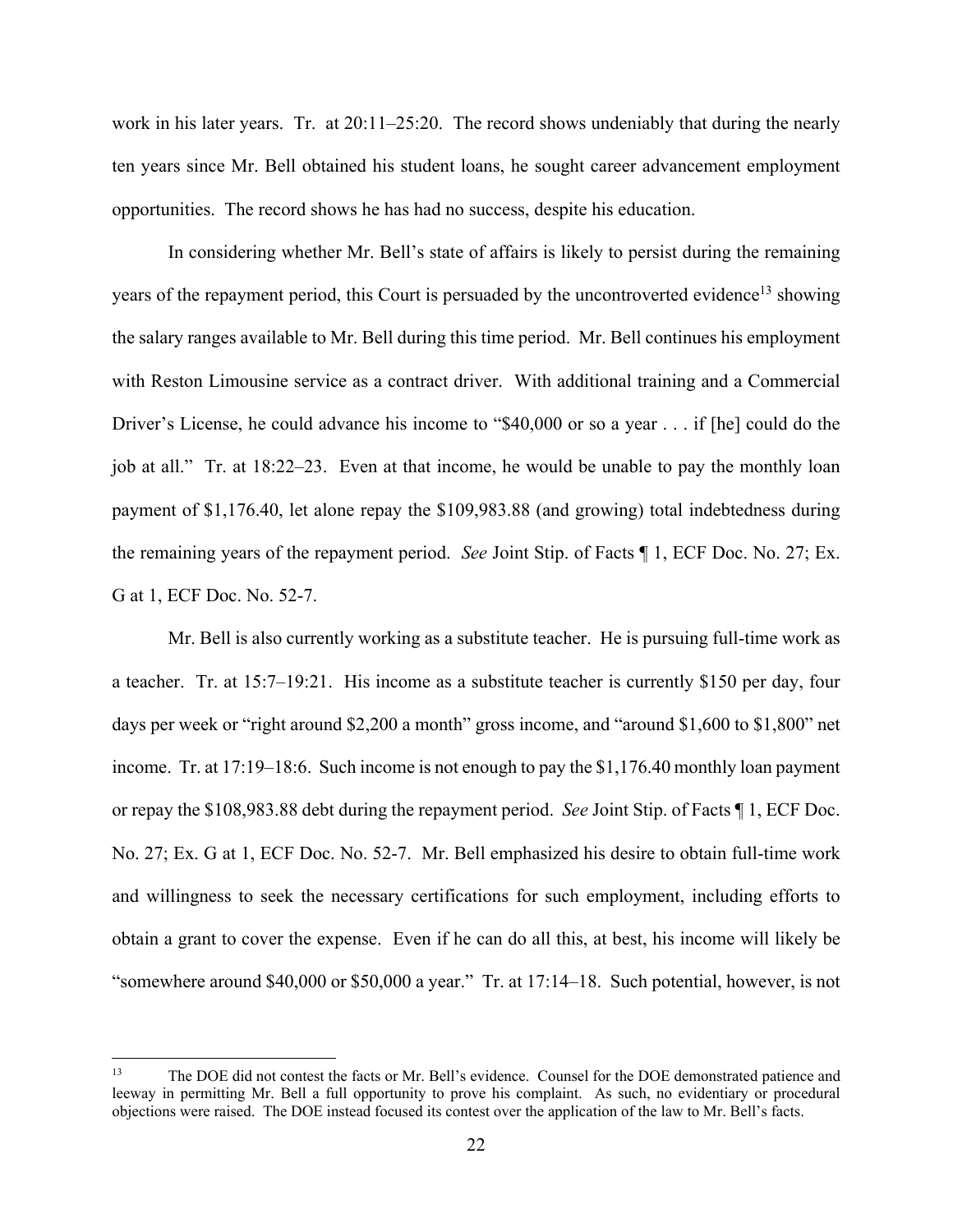work in his later years. Tr. at 20:11–25:20. The record shows undeniably that during the nearly ten years since Mr. Bell obtained his student loans, he sought career advancement employment opportunities. The record shows he has had no success, despite his education.

In considering whether Mr. Bell's state of affairs is likely to persist during the remaining years of the repayment period, this Court is persuaded by the uncontroverted evidence[13] showing the salary ranges available to Mr. Bell during this time period. Mr. Bell continues his employment with Reston Limousine service as a contract driver. With additional training and a Commercial Driver's License, he could advance his income to "$40,000 or so a year . . . if [he] could do the job at all." Tr. at 18:22–23. Even at that income, he would be unable to pay the monthly loan payment of $1,176.40, let alone repay the $109,983.88 (and growing) total indebtedness during the remaining years of the repayment period. *See* Joint Stip. of Facts ¶ 1, ECF Doc. No. 27; Ex. G at 1, ECF Doc. No. 52-7.

Mr. Bell is also currently working as a substitute teacher. He is pursuing full-time work as a teacher. Tr. at 15:7–19:21. His income as a substitute teacher is currently $150 per day, four days per week or "right around $2,200 a month" gross income, and "around $1,600 to $1,800" net income. Tr. at 17:19–18:6. Such income is not enough to pay the $1,176.40 monthly loan payment or repay the $108,983.88 debt during the repayment period. *See* Joint Stip. of Facts ¶ 1, ECF Doc. No. 27; Ex. G at 1, ECF Doc. No. 52-7. Mr. Bell emphasized his desire to obtain full-time work and willingness to seek the necessary certifications for such employment, including efforts to obtain a grant to cover the expense. Even if he can do all this, at best, his income will likely be "somewhere around $40,000 or $50,000 a year." Tr. at 17:14–18. Such potential, however, is not

---

[13] The DOE did not contest the facts or Mr. Bell's evidence. Counsel for the DOE demonstrated patience and leeway in permitting Mr. Bell a full opportunity to prove his complaint. As such, no evidentiary or procedural objections were raised. The DOE instead focused its contest over the application of the law to Mr. Bell's facts.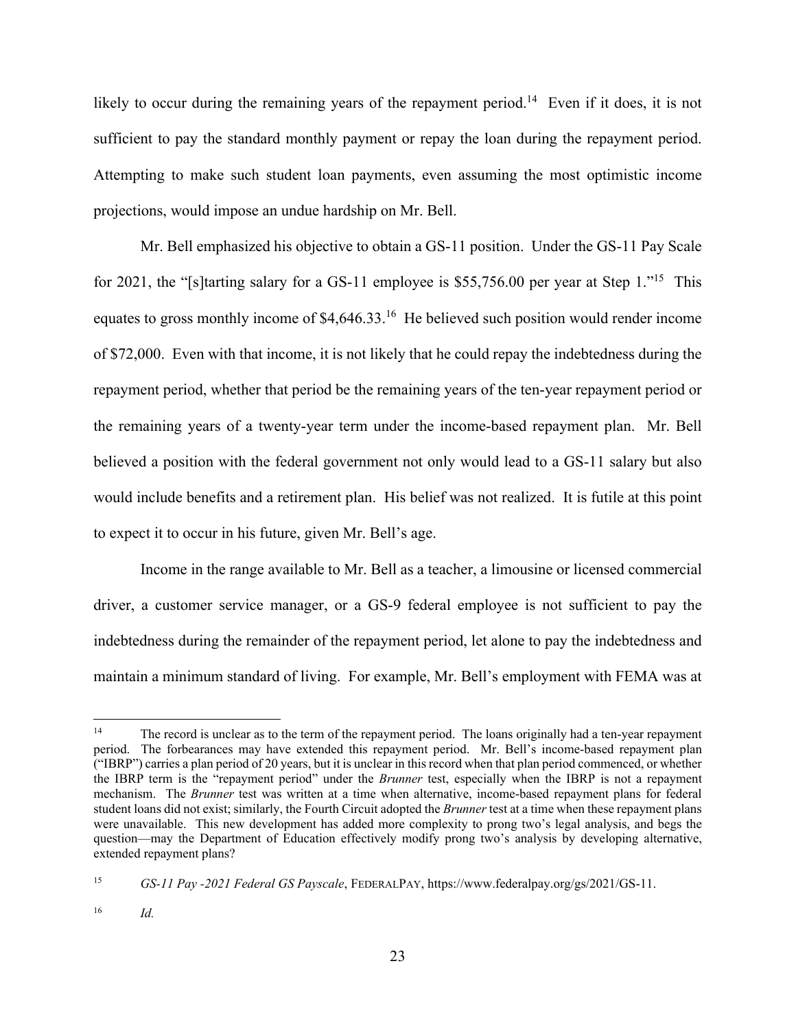likely to occur during the remaining years of the repayment period.[14] Even if it does, it is not sufficient to pay the standard monthly payment or repay the loan during the repayment period. Attempting to make such student loan payments, even assuming the most optimistic income projections, would impose an undue hardship on Mr. Bell.

Mr. Bell emphasized his objective to obtain a GS-11 position. Under the GS-11 Pay Scale for 2021, the "[s]tarting salary for a GS-11 employee is $55,756.00 per year at Step 1."[15] This equates to gross monthly income of $4,646.33.[16] He believed such position would render income of $72,000. Even with that income, it is not likely that he could repay the indebtedness during the repayment period, whether that period be the remaining years of the ten-year repayment period or the remaining years of a twenty-year term under the income-based repayment plan. Mr. Bell believed a position with the federal government not only would lead to a GS-11 salary but also would include benefits and a retirement plan. His belief was not realized. It is futile at this point to expect it to occur in his future, given Mr. Bell's age.

Income in the range available to Mr. Bell as a teacher, a limousine or licensed commercial driver, a customer service manager, or a GS-9 federal employee is not sufficient to pay the indebtedness during the remainder of the repayment period, let alone to pay the indebtedness and maintain a minimum standard of living. For example, Mr. Bell's employment with FEMA was at

---

[14] The record is unclear as to the term of the repayment period. The loans originally had a ten-year repayment period. The forbearances may have extended this repayment period. Mr. Bell's income-based repayment plan ("IBRP") carries a plan period of 20 years, but it is unclear in this record when that plan period commenced, or whether the IBRP term is the "repayment period" under the *Brunner* test, especially when the IBRP is not a repayment mechanism. The *Brunner* test was written at a time when alternative, income-based repayment plans for federal student loans did not exist; similarly, the Fourth Circuit adopted the *Brunner* test at a time when these repayment plans were unavailable. This new development has added more complexity to prong two's legal analysis, and begs the question—may the Department of Education effectively modify prong two's analysis by developing alternative, extended repayment plans?

[15] *GS-11 Pay -2021 Federal GS Payscale*, FEDERALPAY, https://www.federalpay.org/gs/2021/GS-11.

[16] *Id.*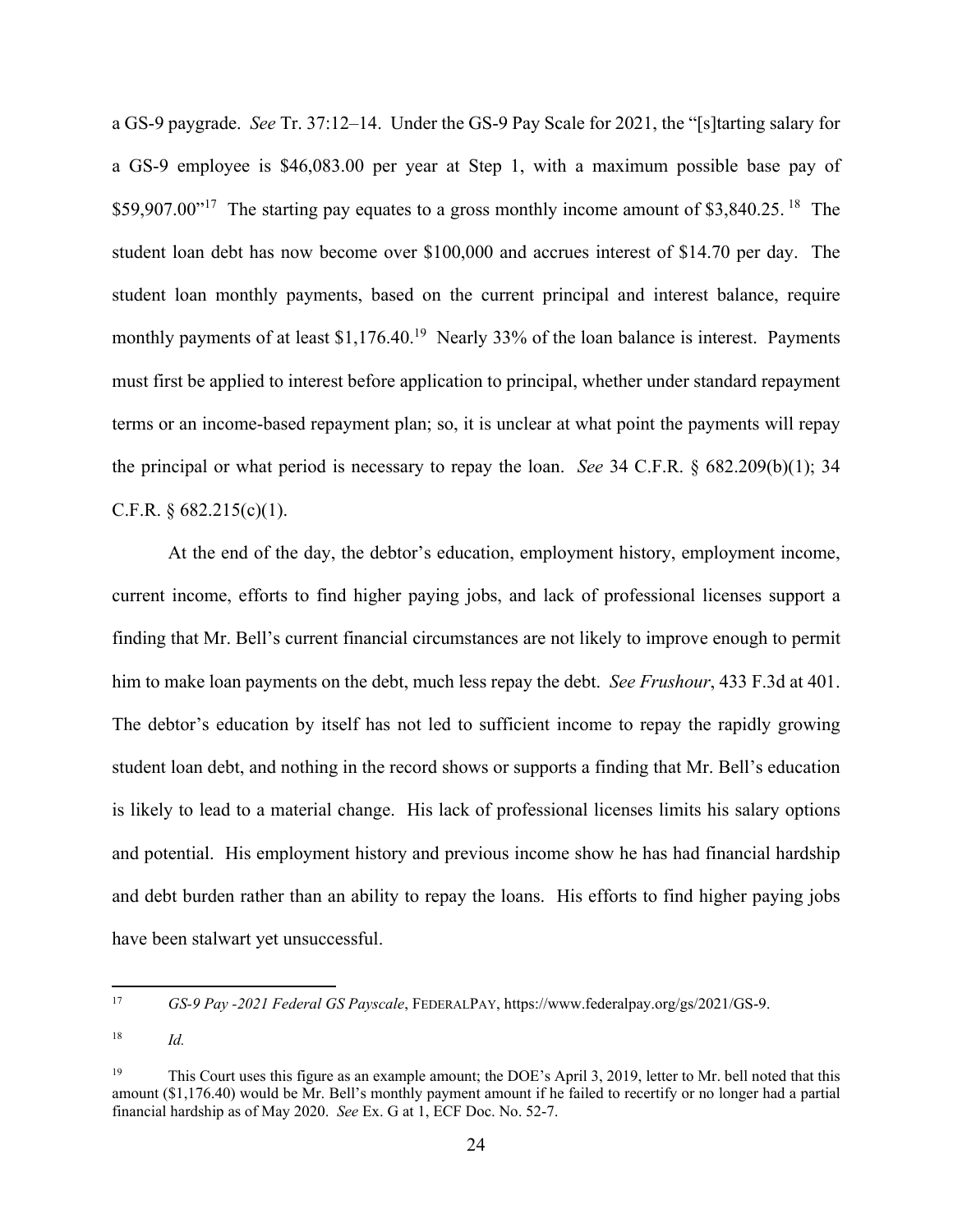a GS-9 paygrade. *See* Tr. 37:12–14. Under the GS-9 Pay Scale for 2021, the "[s]tarting salary for a GS-9 employee is $46,083.00 per year at Step 1, with a maximum possible base pay of $59,907.00"[17] The starting pay equates to a gross monthly income amount of $3,840.25.[18] The student loan debt has now become over $100,000 and accrues interest of $14.70 per day. The student loan monthly payments, based on the current principal and interest balance, require monthly payments of at least $1,176.40.[19] Nearly 33% of the loan balance is interest. Payments must first be applied to interest before application to principal, whether under standard repayment terms or an income-based repayment plan; so, it is unclear at what point the payments will repay the principal or what period is necessary to repay the loan. *See* 34 C.F.R. § 682.209(b)(1); 34 C.F.R. § 682.215(c)(1).

At the end of the day, the debtor's education, employment history, employment income, current income, efforts to find higher paying jobs, and lack of professional licenses support a finding that Mr. Bell's current financial circumstances are not likely to improve enough to permit him to make loan payments on the debt, much less repay the debt. *See Frushour*, 433 F.3d at 401. The debtor's education by itself has not led to sufficient income to repay the rapidly growing student loan debt, and nothing in the record shows or supports a finding that Mr. Bell's education is likely to lead to a material change. His lack of professional licenses limits his salary options and potential. His employment history and previous income show he has had financial hardship and debt burden rather than an ability to repay the loans. His efforts to find higher paying jobs have been stalwart yet unsuccessful.

---

[17] *GS-9 Pay -2021 Federal GS Payscale*, FEDERALPAY, https://www.federalpay.org/gs/2021/GS-9.

[18] *Id.*

[19] This Court uses this figure as an example amount; the DOE's April 3, 2019, letter to Mr. bell noted that this amount ($1,176.40) would be Mr. Bell's monthly payment amount if he failed to recertify or no longer had a partial financial hardship as of May 2020. *See* Ex. G at 1, ECF Doc. No. 52-7.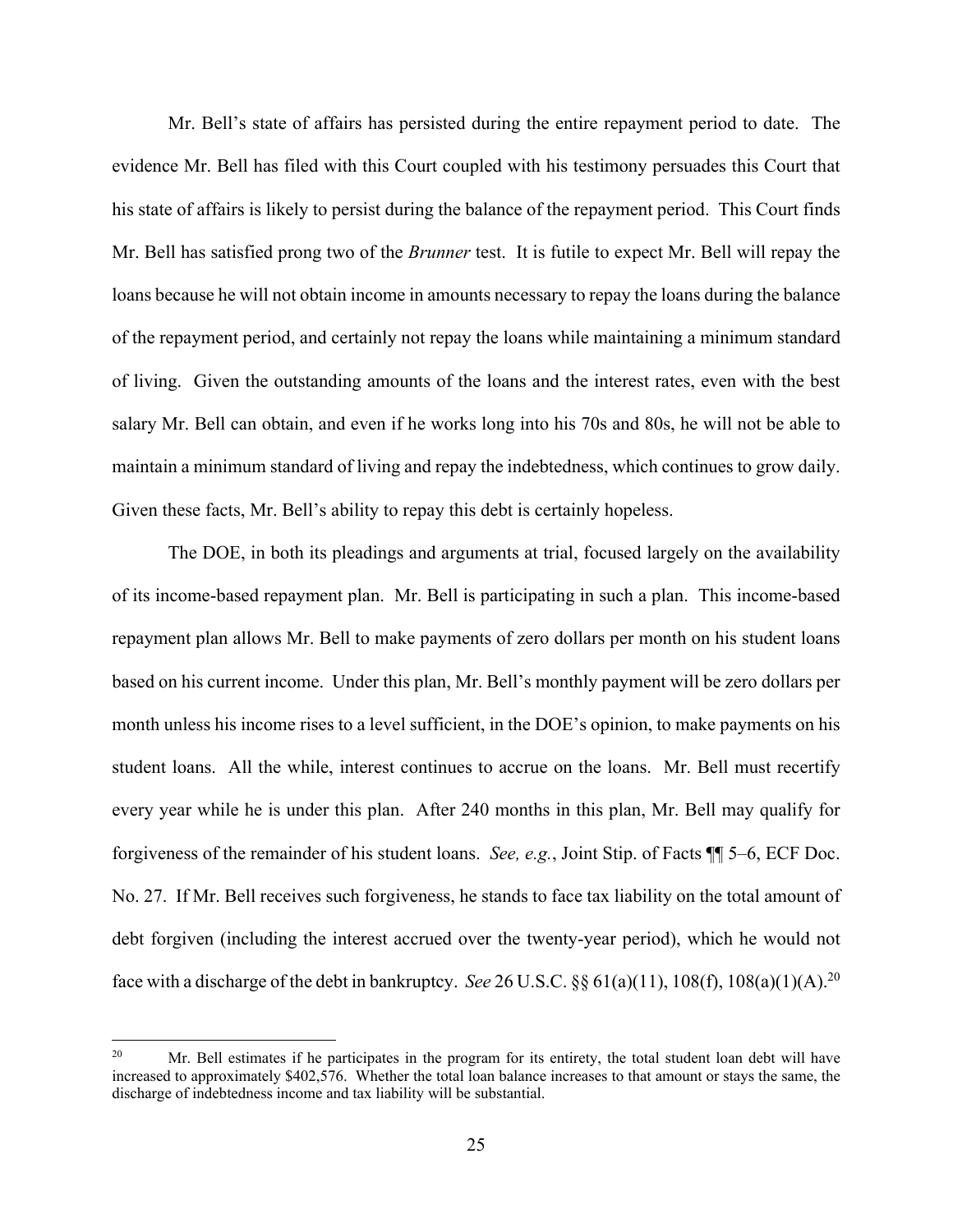Mr. Bell's state of affairs has persisted during the entire repayment period to date. The evidence Mr. Bell has filed with this Court coupled with his testimony persuades this Court that his state of affairs is likely to persist during the balance of the repayment period. This Court finds Mr. Bell has satisfied prong two of the *Brunner* test. It is futile to expect Mr. Bell will repay the loans because he will not obtain income in amounts necessary to repay the loans during the balance of the repayment period, and certainly not repay the loans while maintaining a minimum standard of living. Given the outstanding amounts of the loans and the interest rates, even with the best salary Mr. Bell can obtain, and even if he works long into his 70s and 80s, he will not be able to maintain a minimum standard of living and repay the indebtedness, which continues to grow daily. Given these facts, Mr. Bell's ability to repay this debt is certainly hopeless.

The DOE, in both its pleadings and arguments at trial, focused largely on the availability of its income-based repayment plan. Mr. Bell is participating in such a plan. This income-based repayment plan allows Mr. Bell to make payments of zero dollars per month on his student loans based on his current income. Under this plan, Mr. Bell's monthly payment will be zero dollars per month unless his income rises to a level sufficient, in the DOE's opinion, to make payments on his student loans. All the while, interest continues to accrue on the loans. Mr. Bell must recertify every year while he is under this plan. After 240 months in this plan, Mr. Bell may qualify for forgiveness of the remainder of his student loans. *See, e.g.*, Joint Stip. of Facts ¶¶ 5–6, ECF Doc. No. 27. If Mr. Bell receives such forgiveness, he stands to face tax liability on the total amount of debt forgiven (including the interest accrued over the twenty-year period), which he would not face with a discharge of the debt in bankruptcy. *See* 26 U.S.C. §§ 61(a)(11), 108(f), 108(a)(1)(A).[20]

[20] Mr. Bell estimates if he participates in the program for its entirety, the total student loan debt will have increased to approximately $402,576. Whether the total loan balance increases to that amount or stays the same, the discharge of indebtedness income and tax liability will be substantial.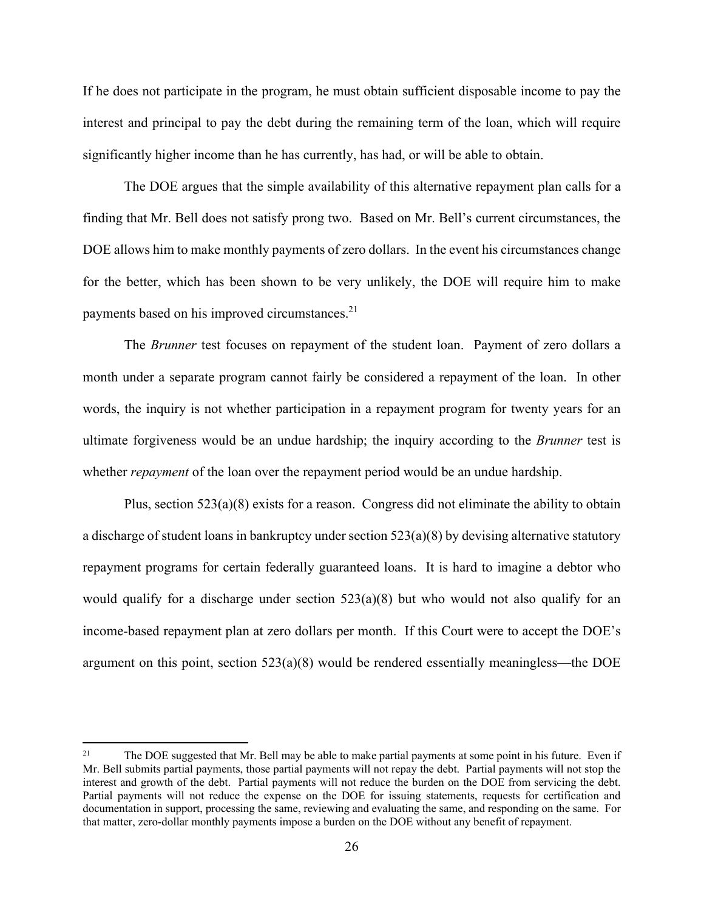If he does not participate in the program, he must obtain sufficient disposable income to pay the interest and principal to pay the debt during the remaining term of the loan, which will require significantly higher income than he has currently, has had, or will be able to obtain.

The DOE argues that the simple availability of this alternative repayment plan calls for a finding that Mr. Bell does not satisfy prong two. Based on Mr. Bell's current circumstances, the DOE allows him to make monthly payments of zero dollars. In the event his circumstances change for the better, which has been shown to be very unlikely, the DOE will require him to make payments based on his improved circumstances.[21]

The *Brunner* test focuses on repayment of the student loan. Payment of zero dollars a month under a separate program cannot fairly be considered a repayment of the loan. In other words, the inquiry is not whether participation in a repayment program for twenty years for an ultimate forgiveness would be an undue hardship; the inquiry according to the *Brunner* test is whether *repayment* of the loan over the repayment period would be an undue hardship.

Plus, section 523(a)(8) exists for a reason. Congress did not eliminate the ability to obtain a discharge of student loans in bankruptcy under section 523(a)(8) by devising alternative statutory repayment programs for certain federally guaranteed loans. It is hard to imagine a debtor who would qualify for a discharge under section 523(a)(8) but who would not also qualify for an income-based repayment plan at zero dollars per month. If this Court were to accept the DOE's argument on this point, section 523(a)(8) would be rendered essentially meaningless—the DOE

---

[21] The DOE suggested that Mr. Bell may be able to make partial payments at some point in his future. Even if Mr. Bell submits partial payments, those partial payments will not repay the debt. Partial payments will not stop the interest and growth of the debt. Partial payments will not reduce the burden on the DOE from servicing the debt. Partial payments will not reduce the expense on the DOE for issuing statements, requests for certification and documentation in support, processing the same, reviewing and evaluating the same, and responding on the same. For that matter, zero-dollar monthly payments impose a burden on the DOE without any benefit of repayment.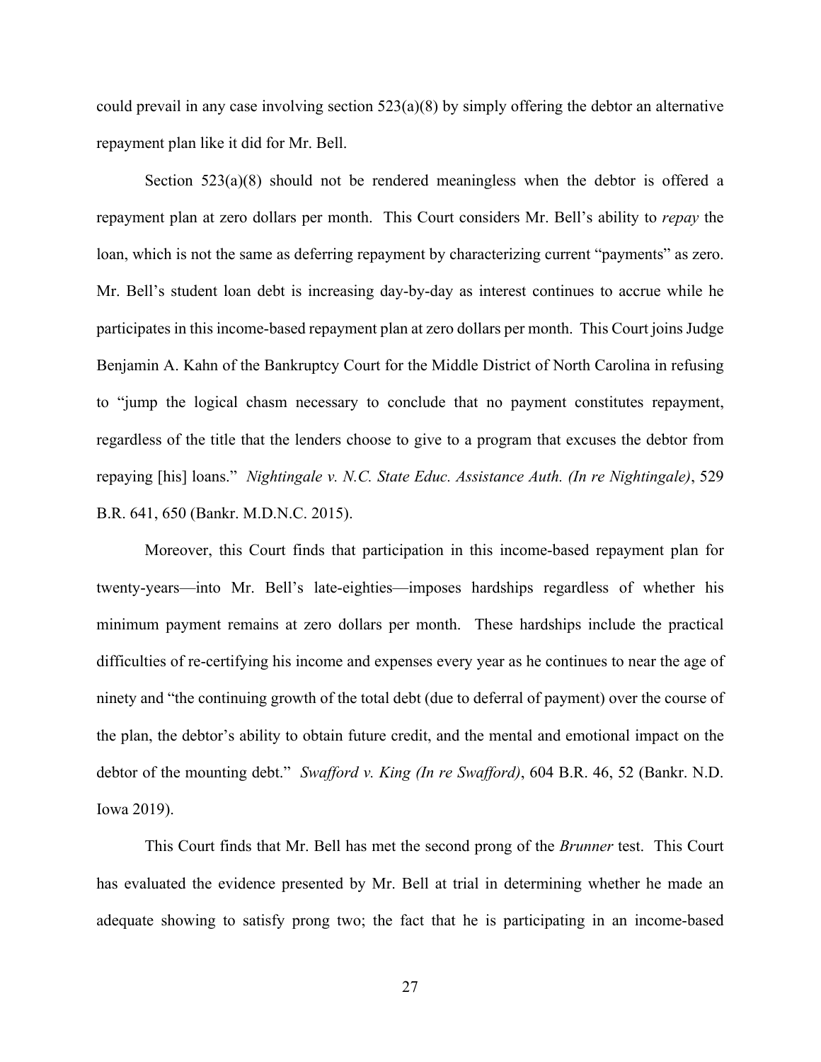could prevail in any case involving section 523(a)(8) by simply offering the debtor an alternative repayment plan like it did for Mr. Bell.

Section 523(a)(8) should not be rendered meaningless when the debtor is offered a repayment plan at zero dollars per month. This Court considers Mr. Bell's ability to *repay* the loan, which is not the same as deferring repayment by characterizing current "payments" as zero. Mr. Bell's student loan debt is increasing day-by-day as interest continues to accrue while he participates in this income-based repayment plan at zero dollars per month. This Court joins Judge Benjamin A. Kahn of the Bankruptcy Court for the Middle District of North Carolina in refusing to "jump the logical chasm necessary to conclude that no payment constitutes repayment, regardless of the title that the lenders choose to give to a program that excuses the debtor from repaying [his] loans." *Nightingale v. N.C. State Educ. Assistance Auth. (In re Nightingale)*, 529 B.R. 641, 650 (Bankr. M.D.N.C. 2015).

Moreover, this Court finds that participation in this income-based repayment plan for twenty-years—into Mr. Bell's late-eighties—imposes hardships regardless of whether his minimum payment remains at zero dollars per month. These hardships include the practical difficulties of re-certifying his income and expenses every year as he continues to near the age of ninety and "the continuing growth of the total debt (due to deferral of payment) over the course of the plan, the debtor's ability to obtain future credit, and the mental and emotional impact on the debtor of the mounting debt." *Swafford v. King (In re Swafford)*, 604 B.R. 46, 52 (Bankr. N.D. Iowa 2019).

This Court finds that Mr. Bell has met the second prong of the *Brunner* test. This Court has evaluated the evidence presented by Mr. Bell at trial in determining whether he made an adequate showing to satisfy prong two; the fact that he is participating in an income-based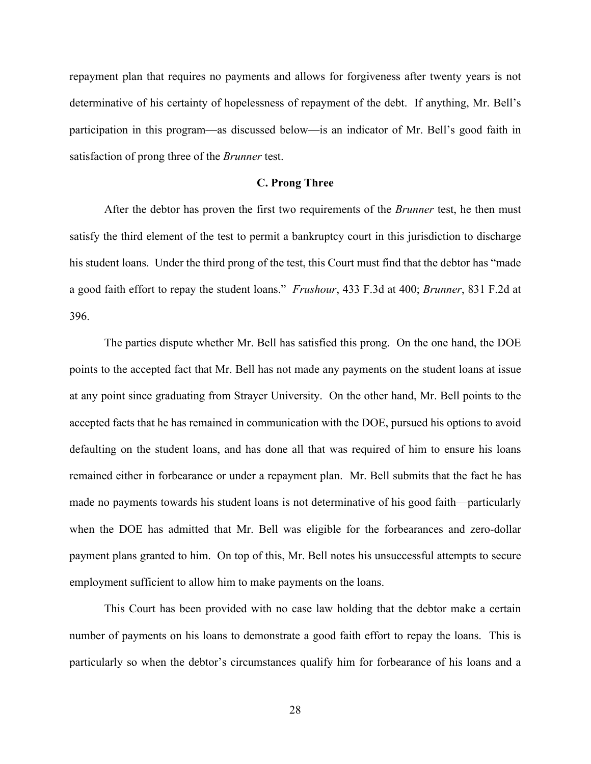repayment plan that requires no payments and allows for forgiveness after twenty years is not determinative of his certainty of hopelessness of repayment of the debt. If anything, Mr. Bell's participation in this program—as discussed below—is an indicator of Mr. Bell's good faith in satisfaction of prong three of the *Brunner* test.

### C. Prong Three

After the debtor has proven the first two requirements of the *Brunner* test, he then must satisfy the third element of the test to permit a bankruptcy court in this jurisdiction to discharge his student loans. Under the third prong of the test, this Court must find that the debtor has "made a good faith effort to repay the student loans." *Frushour*, 433 F.3d at 400; *Brunner*, 831 F.2d at 396.

The parties dispute whether Mr. Bell has satisfied this prong. On the one hand, the DOE points to the accepted fact that Mr. Bell has not made any payments on the student loans at issue at any point since graduating from Strayer University. On the other hand, Mr. Bell points to the accepted facts that he has remained in communication with the DOE, pursued his options to avoid defaulting on the student loans, and has done all that was required of him to ensure his loans remained either in forbearance or under a repayment plan. Mr. Bell submits that the fact he has made no payments towards his student loans is not determinative of his good faith—particularly when the DOE has admitted that Mr. Bell was eligible for the forbearances and zero-dollar payment plans granted to him. On top of this, Mr. Bell notes his unsuccessful attempts to secure employment sufficient to allow him to make payments on the loans.

This Court has been provided with no case law holding that the debtor make a certain number of payments on his loans to demonstrate a good faith effort to repay the loans. This is particularly so when the debtor's circumstances qualify him for forbearance of his loans and a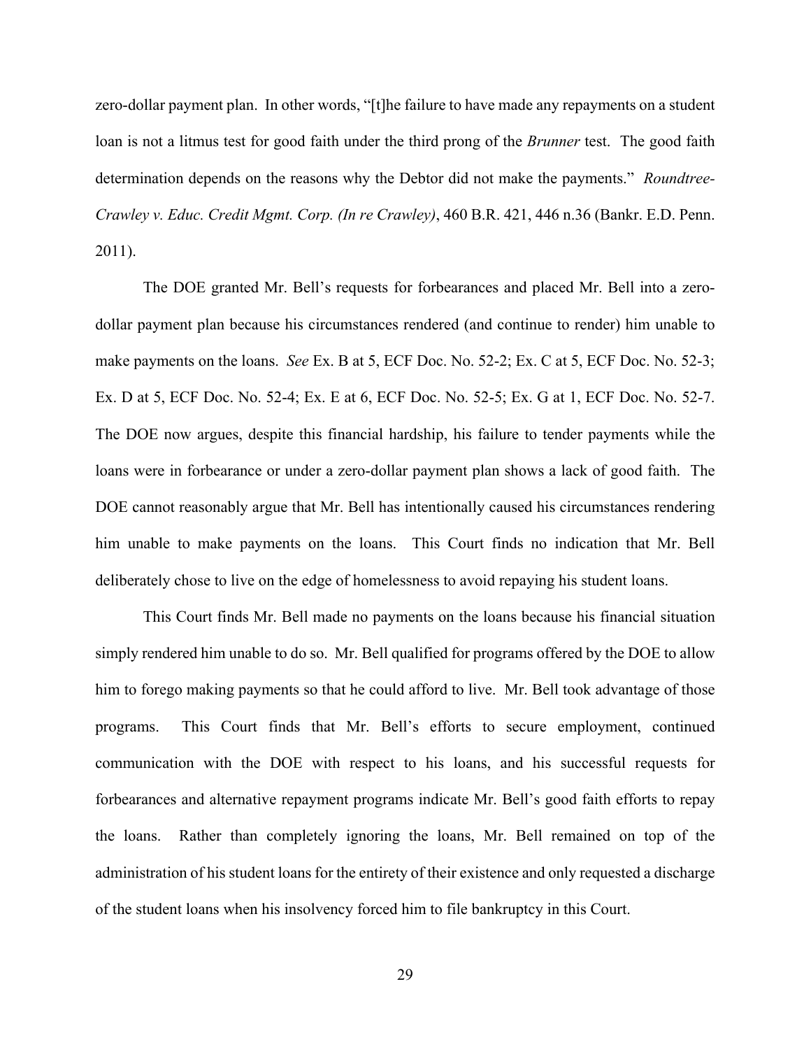zero-dollar payment plan. In other words, "[t]he failure to have made any repayments on a student loan is not a litmus test for good faith under the third prong of the *Brunner* test. The good faith determination depends on the reasons why the Debtor did not make the payments." *Roundtree-Crawley v. Educ. Credit Mgmt. Corp. (In re Crawley)*, 460 B.R. 421, 446 n.36 (Bankr. E.D. Penn. 2011).

The DOE granted Mr. Bell's requests for forbearances and placed Mr. Bell into a zero-dollar payment plan because his circumstances rendered (and continue to render) him unable to make payments on the loans. *See* Ex. B at 5, ECF Doc. No. 52-2; Ex. C at 5, ECF Doc. No. 52-3; Ex. D at 5, ECF Doc. No. 52-4; Ex. E at 6, ECF Doc. No. 52-5; Ex. G at 1, ECF Doc. No. 52-7. The DOE now argues, despite this financial hardship, his failure to tender payments while the loans were in forbearance or under a zero-dollar payment plan shows a lack of good faith. The DOE cannot reasonably argue that Mr. Bell has intentionally caused his circumstances rendering him unable to make payments on the loans. This Court finds no indication that Mr. Bell deliberately chose to live on the edge of homelessness to avoid repaying his student loans.

This Court finds Mr. Bell made no payments on the loans because his financial situation simply rendered him unable to do so. Mr. Bell qualified for programs offered by the DOE to allow him to forego making payments so that he could afford to live. Mr. Bell took advantage of those programs. This Court finds that Mr. Bell's efforts to secure employment, continued communication with the DOE with respect to his loans, and his successful requests for forbearances and alternative repayment programs indicate Mr. Bell's good faith efforts to repay the loans. Rather than completely ignoring the loans, Mr. Bell remained on top of the administration of his student loans for the entirety of their existence and only requested a discharge of the student loans when his insolvency forced him to file bankruptcy in this Court.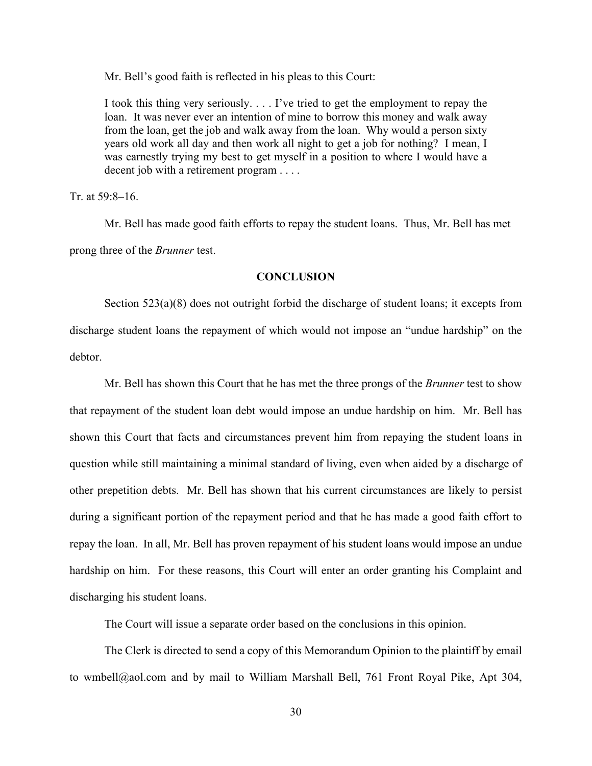Mr. Bell's good faith is reflected in his pleas to this Court:

> I took this thing very seriously. . . . I've tried to get the employment to repay the loan. It was never ever an intention of mine to borrow this money and walk away from the loan, get the job and walk away from the loan. Why would a person sixty years old work all day and then work all night to get a job for nothing? I mean, I was earnestly trying my best to get myself in a position to where I would have a decent job with a retirement program . . . .

Tr. at 59:8–16.

Mr. Bell has made good faith efforts to repay the student loans. Thus, Mr. Bell has met prong three of the *Brunner* test.

**CONCLUSION**

Section 523(a)(8) does not outright forbid the discharge of student loans; it excepts from discharge student loans the repayment of which would not impose an "undue hardship" on the debtor.

Mr. Bell has shown this Court that he has met the three prongs of the *Brunner* test to show that repayment of the student loan debt would impose an undue hardship on him. Mr. Bell has shown this Court that facts and circumstances prevent him from repaying the student loans in question while still maintaining a minimal standard of living, even when aided by a discharge of other prepetition debts. Mr. Bell has shown that his current circumstances are likely to persist during a significant portion of the repayment period and that he has made a good faith effort to repay the loan. In all, Mr. Bell has proven repayment of his student loans would impose an undue hardship on him. For these reasons, this Court will enter an order granting his Complaint and discharging his student loans.

The Court will issue a separate order based on the conclusions in this opinion.

The Clerk is directed to send a copy of this Memorandum Opinion to the plaintiff by email to wmbell@aol.com and by mail to William Marshall Bell, 761 Front Royal Pike, Apt 304,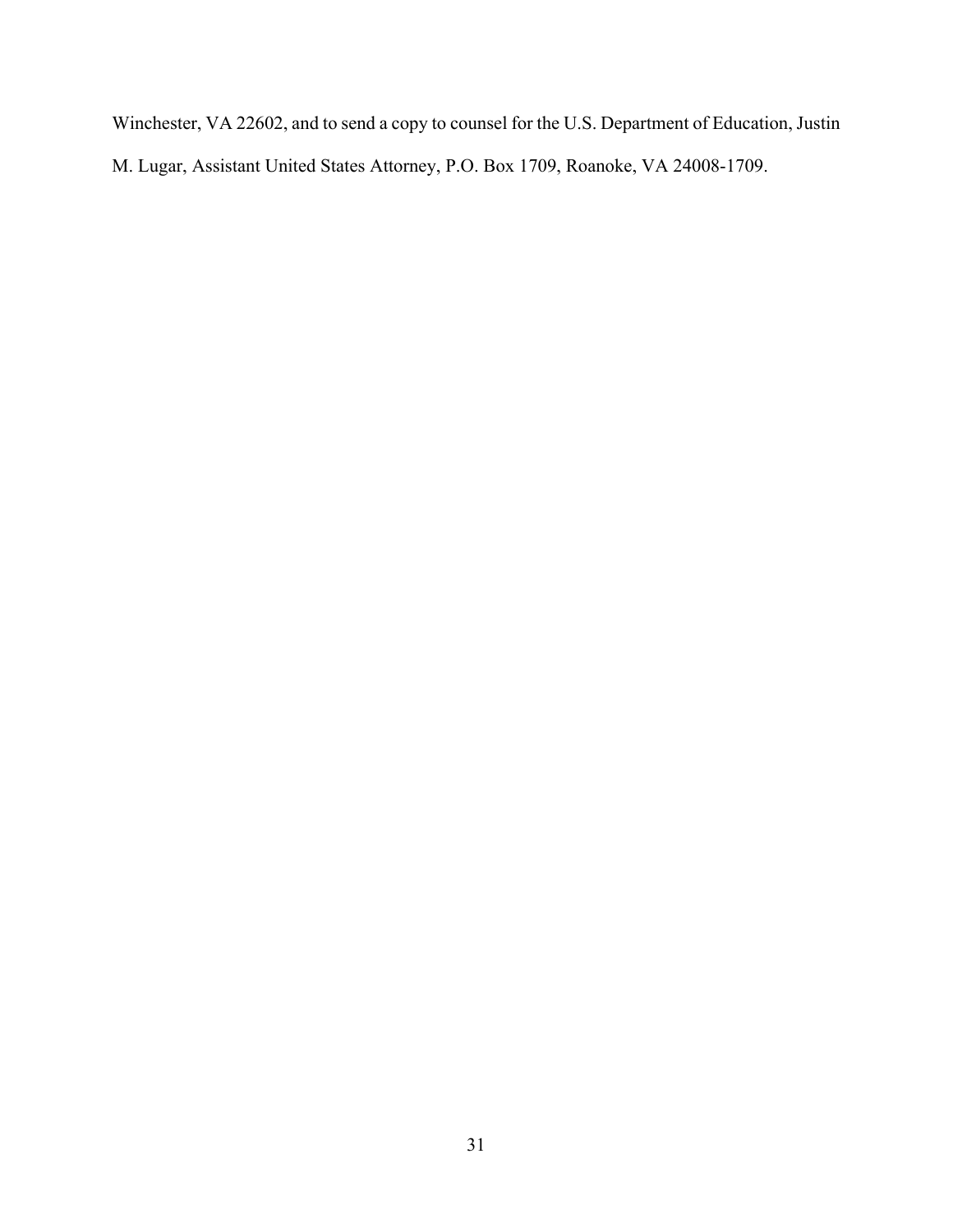Winchester, VA 22602, and to send a copy to counsel for the U.S. Department of Education, Justin M. Lugar, Assistant United States Attorney, P.O. Box 1709, Roanoke, VA 24008-1709.